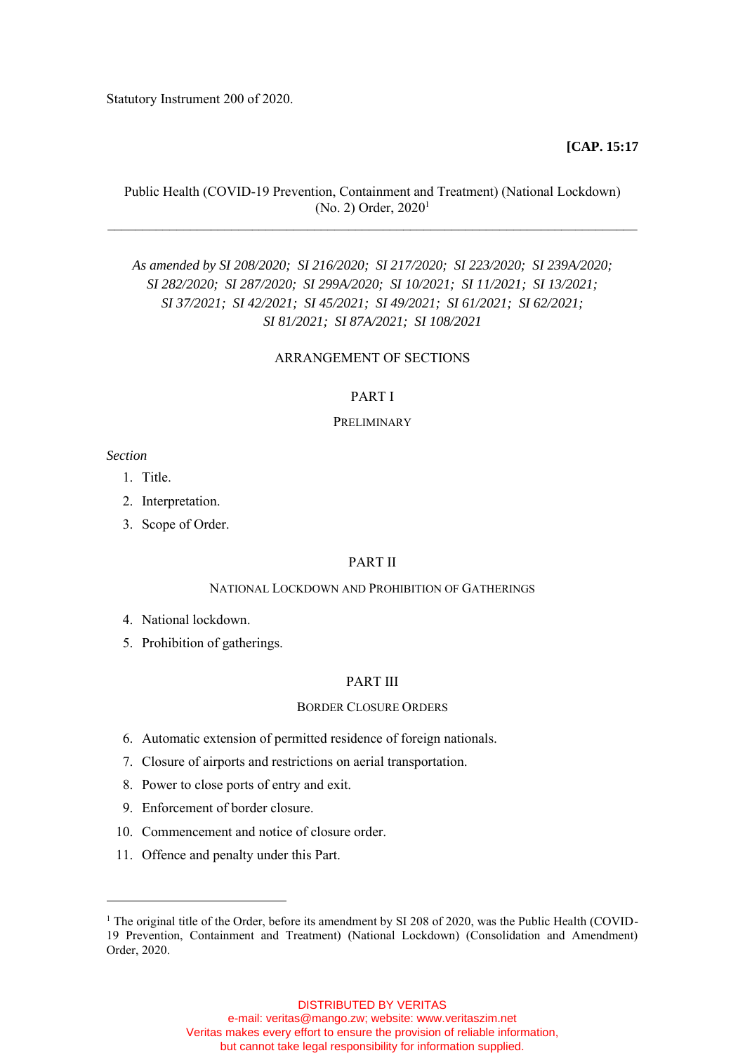Statutory Instrument 200 of 2020.

**[CAP. 15:17**

Public Health (COVID-19 Prevention, Containment and Treatment) (National Lockdown) (No. 2) Order, 2020[1]

---

*As amended by SI 208/2020; SI 216/2020; SI 217/2020; SI 223/2020; SI 239A/2020; SI 282/2020; SI 287/2020; SI 299A/2020; SI 10/2021; SI 11/2021; SI 13/2021; SI 37/2021; SI 42/2021; SI 45/2021; SI 49/2021; SI 61/2021; SI 62/2021; SI 81/2021; SI 87A/2021; SI 108/2021*

ARRANGEMENT OF SECTIONS

PART I

PRELIMINARY

*Section*

1. Title.
2. Interpretation.
3. Scope of Order.

PART II

NATIONAL LOCKDOWN AND PROHIBITION OF GATHERINGS

4. National lockdown.
5. Prohibition of gatherings.

PART III

BORDER CLOSURE ORDERS

6. Automatic extension of permitted residence of foreign nationals.
7. Closure of airports and restrictions on aerial transportation.
8. Power to close ports of entry and exit.
9. Enforcement of border closure.
10. Commencement and notice of closure order.
11. Offence and penalty under this Part.

---

[1] The original title of the Order, before its amendment by SI 208 of 2020, was the Public Health (COVID-19 Prevention, Containment and Treatment) (National Lockdown) (Consolidation and Amendment) Order, 2020.

DISTRIBUTED BY VERITAS
e-mail: veritas@mango.zw; website: www.veritaszim.net
Veritas makes every effort to ensure the provision of reliable information, but cannot take legal responsibility for information supplied.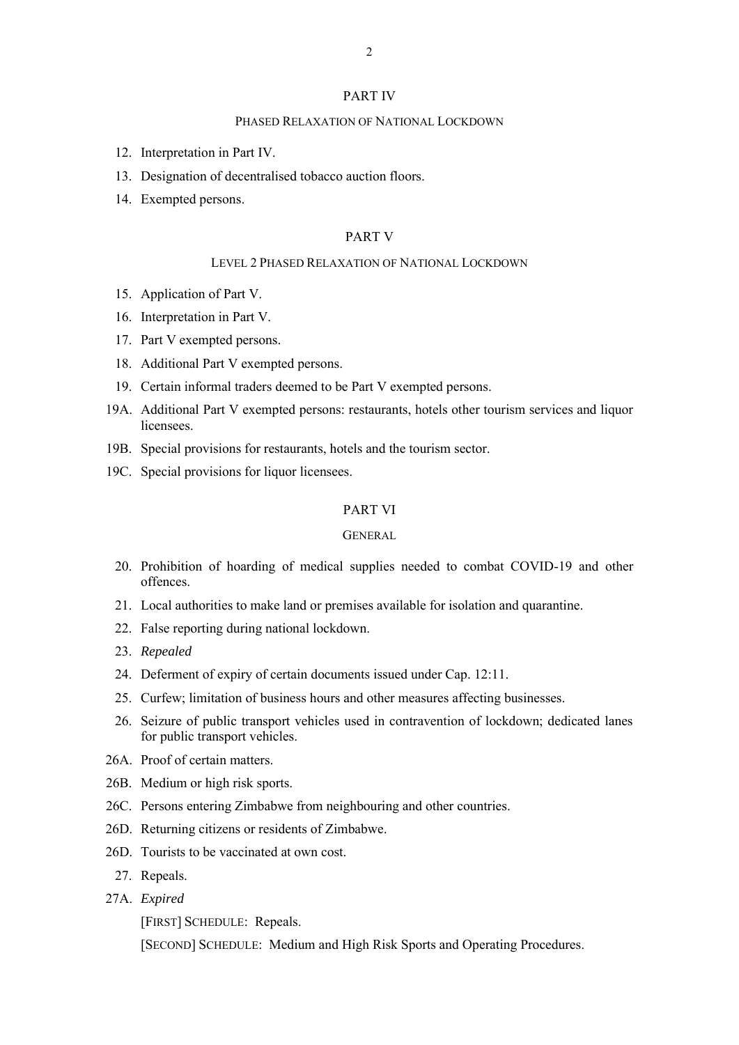## PART IV

### PHASED RELAXATION OF NATIONAL LOCKDOWN

12. Interpretation in Part IV.
13. Designation of decentralised tobacco auction floors.
14. Exempted persons.

## PART V

### LEVEL 2 PHASED RELAXATION OF NATIONAL LOCKDOWN

15. Application of Part V.
16. Interpretation in Part V.
17. Part V exempted persons.
18. Additional Part V exempted persons.
19. Certain informal traders deemed to be Part V exempted persons.

19A. Additional Part V exempted persons: restaurants, hotels other tourism services and liquor licensees.

19B. Special provisions for restaurants, hotels and the tourism sector.

19C. Special provisions for liquor licensees.

## PART VI

### GENERAL

20. Prohibition of hoarding of medical supplies needed to combat COVID-19 and other offences.
21. Local authorities to make land or premises available for isolation and quarantine.
22. False reporting during national lockdown.
23. *Repealed*
24. Deferment of expiry of certain documents issued under Cap. 12:11.
25. Curfew; limitation of business hours and other measures affecting businesses.
26. Seizure of public transport vehicles used in contravention of lockdown; dedicated lanes for public transport vehicles.

26A. Proof of certain matters.

26B. Medium or high risk sports.

26C. Persons entering Zimbabwe from neighbouring and other countries.

26D. Returning citizens or residents of Zimbabwe.

26D. Tourists to be vaccinated at own cost.

27. Repeals.

27A. *Expired*

[FIRST] SCHEDULE: Repeals.

[SECOND] SCHEDULE: Medium and High Risk Sports and Operating Procedures.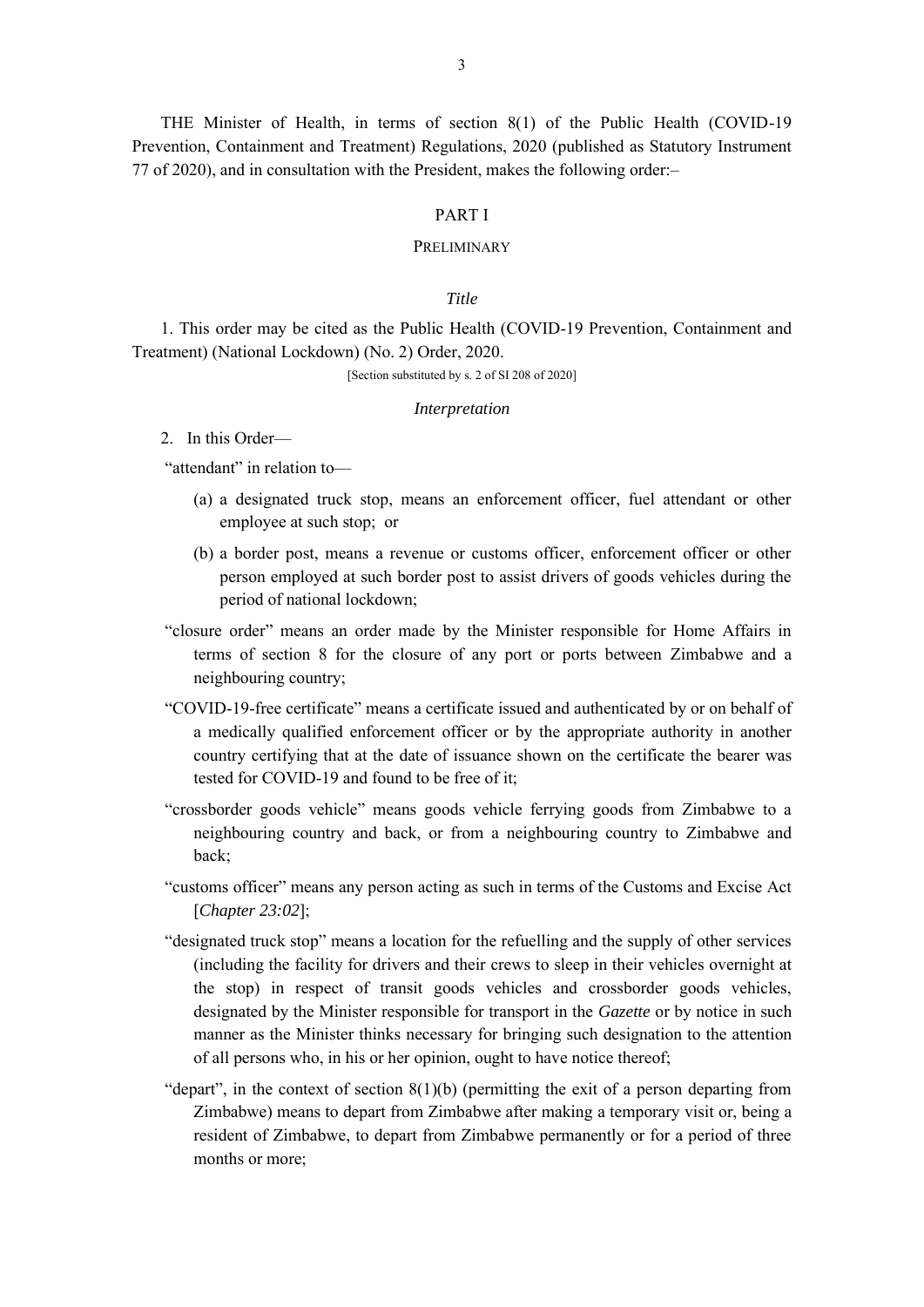THE Minister of Health, in terms of section 8(1) of the Public Health (COVID-19 Prevention, Containment and Treatment) Regulations, 2020 (published as Statutory Instrument 77 of 2020), and in consultation with the President, makes the following order:–

## PART I

### PRELIMINARY

*Title*

1. This order may be cited as the Public Health (COVID-19 Prevention, Containment and Treatment) (National Lockdown) (No. 2) Order, 2020.

[Section substituted by s. 2 of SI 208 of 2020]

*Interpretation*

2. In this Order—

"attendant" in relation to—

(a) a designated truck stop, means an enforcement officer, fuel attendant or other employee at such stop; or

(b) a border post, means a revenue or customs officer, enforcement officer or other person employed at such border post to assist drivers of goods vehicles during the period of national lockdown;

"closure order" means an order made by the Minister responsible for Home Affairs in terms of section 8 for the closure of any port or ports between Zimbabwe and a neighbouring country;

"COVID-19-free certificate" means a certificate issued and authenticated by or on behalf of a medically qualified enforcement officer or by the appropriate authority in another country certifying that at the date of issuance shown on the certificate the bearer was tested for COVID-19 and found to be free of it;

"crossborder goods vehicle" means goods vehicle ferrying goods from Zimbabwe to a neighbouring country and back, or from a neighbouring country to Zimbabwe and back;

"customs officer" means any person acting as such in terms of the Customs and Excise Act [*Chapter 23:02*];

"designated truck stop" means a location for the refuelling and the supply of other services (including the facility for drivers and their crews to sleep in their vehicles overnight at the stop) in respect of transit goods vehicles and crossborder goods vehicles, designated by the Minister responsible for transport in the *Gazette* or by notice in such manner as the Minister thinks necessary for bringing such designation to the attention of all persons who, in his or her opinion, ought to have notice thereof;

"depart", in the context of section 8(1)(b) (permitting the exit of a person departing from Zimbabwe) means to depart from Zimbabwe after making a temporary visit or, being a resident of Zimbabwe, to depart from Zimbabwe permanently or for a period of three months or more;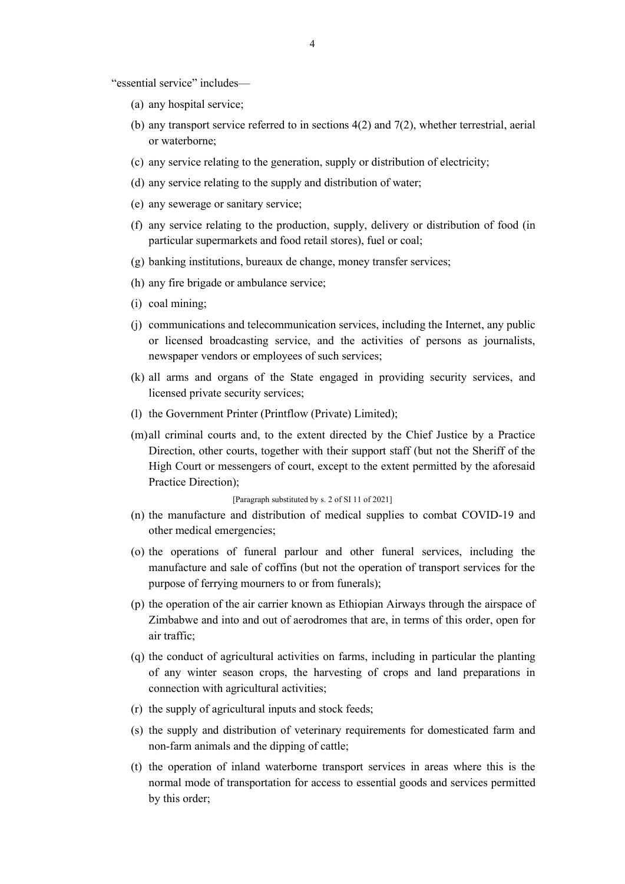"essential service" includes—

(a) any hospital service;

(b) any transport service referred to in sections 4(2) and 7(2), whether terrestrial, aerial or waterborne;

(c) any service relating to the generation, supply or distribution of electricity;

(d) any service relating to the supply and distribution of water;

(e) any sewerage or sanitary service;

(f) any service relating to the production, supply, delivery or distribution of food (in particular supermarkets and food retail stores), fuel or coal;

(g) banking institutions, bureaux de change, money transfer services;

(h) any fire brigade or ambulance service;

(i) coal mining;

(j) communications and telecommunication services, including the Internet, any public or licensed broadcasting service, and the activities of persons as journalists, newspaper vendors or employees of such services;

(k) all arms and organs of the State engaged in providing security services, and licensed private security services;

(l) the Government Printer (Printflow (Private) Limited);

(m) all criminal courts and, to the extent directed by the Chief Justice by a Practice Direction, other courts, together with their support staff (but not the Sheriff of the High Court or messengers of court, except to the extent permitted by the aforesaid Practice Direction);

[Paragraph substituted by s. 2 of SI 11 of 2021]

(n) the manufacture and distribution of medical supplies to combat COVID-19 and other medical emergencies;

(o) the operations of funeral parlour and other funeral services, including the manufacture and sale of coffins (but not the operation of transport services for the purpose of ferrying mourners to or from funerals);

(p) the operation of the air carrier known as Ethiopian Airways through the airspace of Zimbabwe and into and out of aerodromes that are, in terms of this order, open for air traffic;

(q) the conduct of agricultural activities on farms, including in particular the planting of any winter season crops, the harvesting of crops and land preparations in connection with agricultural activities;

(r) the supply of agricultural inputs and stock feeds;

(s) the supply and distribution of veterinary requirements for domesticated farm and non-farm animals and the dipping of cattle;

(t) the operation of inland waterborne transport services in areas where this is the normal mode of transportation for access to essential goods and services permitted by this order;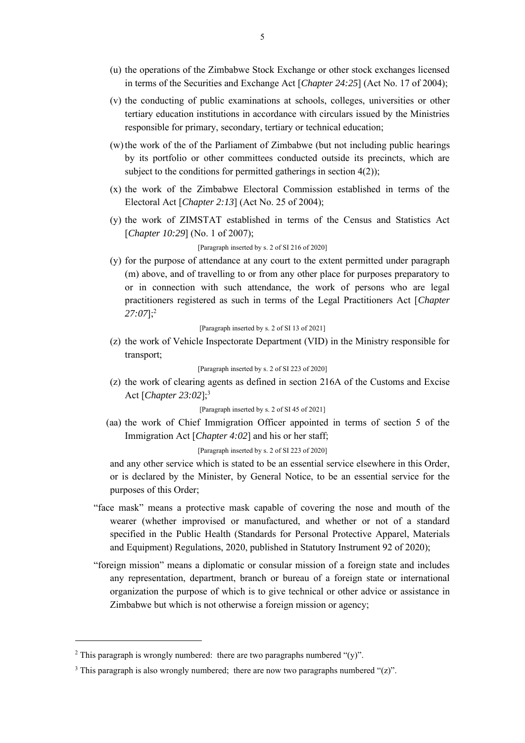(u) the operations of the Zimbabwe Stock Exchange or other stock exchanges licensed in terms of the Securities and Exchange Act [*Chapter 24:25*] (Act No. 17 of 2004);

(v) the conducting of public examinations at schools, colleges, universities or other tertiary education institutions in accordance with circulars issued by the Ministries responsible for primary, secondary, tertiary or technical education;

(w) the work of the of the Parliament of Zimbabwe (but not including public hearings by its portfolio or other committees conducted outside its precincts, which are subject to the conditions for permitted gatherings in section 4(2));

(x) the work of the Zimbabwe Electoral Commission established in terms of the Electoral Act [*Chapter 2:13*] (Act No. 25 of 2004);

(y) the work of ZIMSTAT established in terms of the Census and Statistics Act [*Chapter 10:29*] (No. 1 of 2007);

[Paragraph inserted by s. 2 of SI 216 of 2020]

(y) for the purpose of attendance at any court to the extent permitted under paragraph (m) above, and of travelling to or from any other place for purposes preparatory to or in connection with such attendance, the work of persons who are legal practitioners registered as such in terms of the Legal Practitioners Act [*Chapter 27:07*];[2]

[Paragraph inserted by s. 2 of SI 13 of 2021]

(z) the work of Vehicle Inspectorate Department (VID) in the Ministry responsible for transport;

[Paragraph inserted by s. 2 of SI 223 of 2020]

(z) the work of clearing agents as defined in section 216A of the Customs and Excise Act [*Chapter 23:02*];[3]

[Paragraph inserted by s. 2 of SI 45 of 2021]

(aa) the work of Chief Immigration Officer appointed in terms of section 5 of the Immigration Act [*Chapter 4:02*] and his or her staff;

[Paragraph inserted by s. 2 of SI 223 of 2020]

and any other service which is stated to be an essential service elsewhere in this Order, or is declared by the Minister, by General Notice, to be an essential service for the purposes of this Order;

"face mask" means a protective mask capable of covering the nose and mouth of the wearer (whether improvised or manufactured, and whether or not of a standard specified in the Public Health (Standards for Personal Protective Apparel, Materials and Equipment) Regulations, 2020, published in Statutory Instrument 92 of 2020);

"foreign mission" means a diplomatic or consular mission of a foreign state and includes any representation, department, branch or bureau of a foreign state or international organization the purpose of which is to give technical or other advice or assistance in Zimbabwe but which is not otherwise a foreign mission or agency;

---

[2] This paragraph is wrongly numbered: there are two paragraphs numbered "(y)".

[3] This paragraph is also wrongly numbered; there are now two paragraphs numbered "(z)".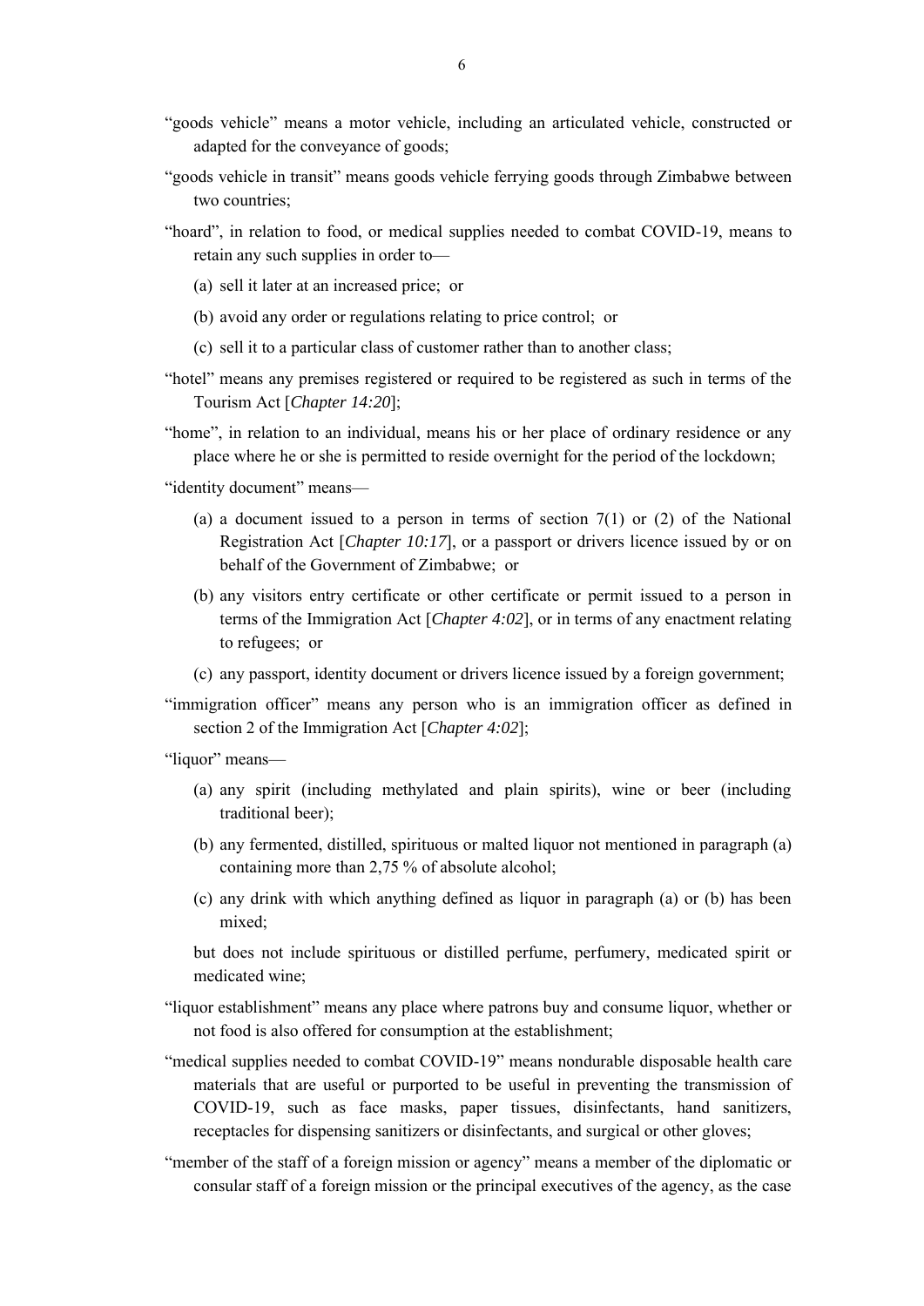"goods vehicle" means a motor vehicle, including an articulated vehicle, constructed or adapted for the conveyance of goods;

"goods vehicle in transit" means goods vehicle ferrying goods through Zimbabwe between two countries;

"hoard", in relation to food, or medical supplies needed to combat COVID-19, means to retain any such supplies in order to—

(a) sell it later at an increased price; or

(b) avoid any order or regulations relating to price control; or

(c) sell it to a particular class of customer rather than to another class;

"hotel" means any premises registered or required to be registered as such in terms of the Tourism Act [*Chapter 14:20*];

"home", in relation to an individual, means his or her place of ordinary residence or any place where he or she is permitted to reside overnight for the period of the lockdown;

"identity document" means—

(a) a document issued to a person in terms of section 7(1) or (2) of the National Registration Act [*Chapter 10:17*], or a passport or drivers licence issued by or on behalf of the Government of Zimbabwe; or

(b) any visitors entry certificate or other certificate or permit issued to a person in terms of the Immigration Act [*Chapter 4:02*], or in terms of any enactment relating to refugees; or

(c) any passport, identity document or drivers licence issued by a foreign government;

"immigration officer" means any person who is an immigration officer as defined in section 2 of the Immigration Act [*Chapter 4:02*];

"liquor" means—

(a) any spirit (including methylated and plain spirits), wine or beer (including traditional beer);

(b) any fermented, distilled, spirituous or malted liquor not mentioned in paragraph (a) containing more than 2,75 % of absolute alcohol;

(c) any drink with which anything defined as liquor in paragraph (a) or (b) has been mixed;

but does not include spirituous or distilled perfume, perfumery, medicated spirit or medicated wine;

"liquor establishment" means any place where patrons buy and consume liquor, whether or not food is also offered for consumption at the establishment;

"medical supplies needed to combat COVID-19" means nondurable disposable health care materials that are useful or purported to be useful in preventing the transmission of COVID-19, such as face masks, paper tissues, disinfectants, hand sanitizers, receptacles for dispensing sanitizers or disinfectants, and surgical or other gloves;

"member of the staff of a foreign mission or agency" means a member of the diplomatic or consular staff of a foreign mission or the principal executives of the agency, as the case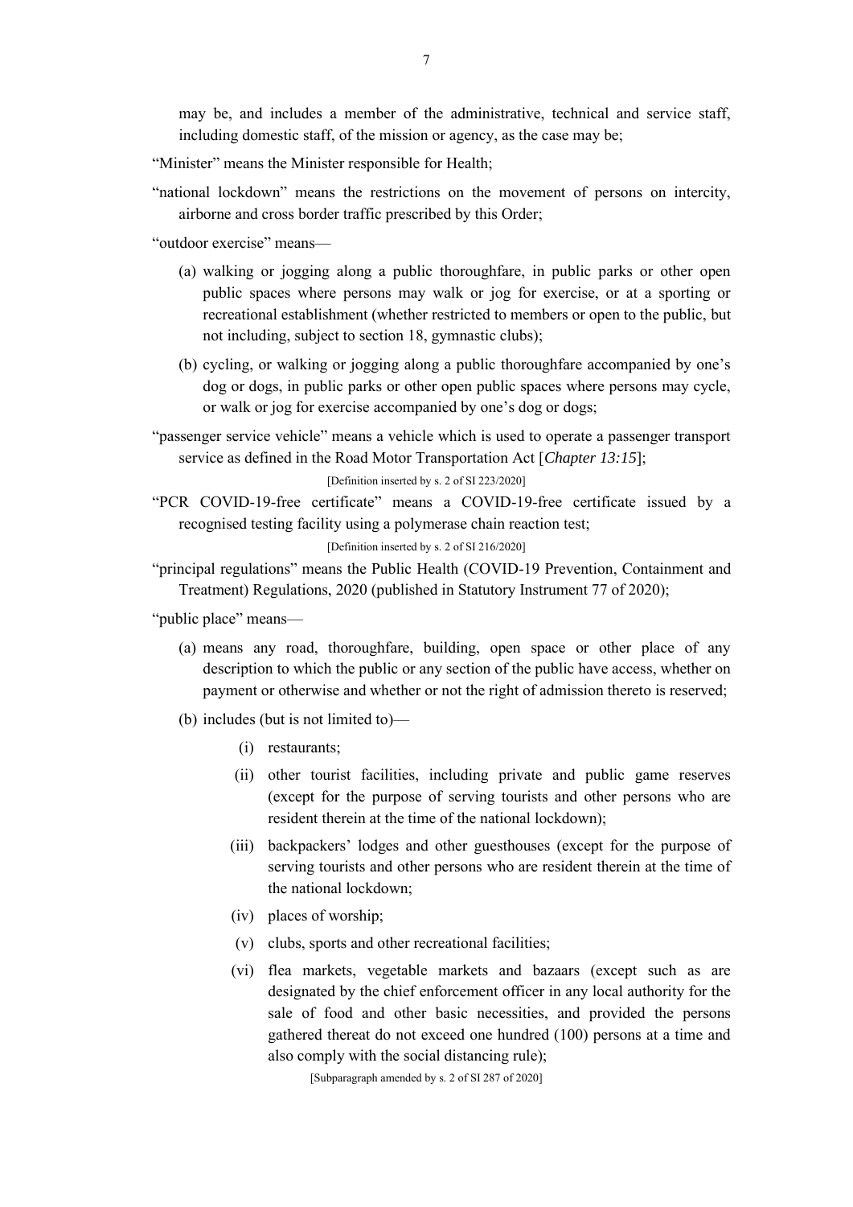may be, and includes a member of the administrative, technical and service staff, including domestic staff, of the mission or agency, as the case may be;

"Minister" means the Minister responsible for Health;

"national lockdown" means the restrictions on the movement of persons on intercity, airborne and cross border traffic prescribed by this Order;

"outdoor exercise" means—

(a) walking or jogging along a public thoroughfare, in public parks or other open public spaces where persons may walk or jog for exercise, or at a sporting or recreational establishment (whether restricted to members or open to the public, but not including, subject to section 18, gymnastic clubs);

(b) cycling, or walking or jogging along a public thoroughfare accompanied by one's dog or dogs, in public parks or other open public spaces where persons may cycle, or walk or jog for exercise accompanied by one's dog or dogs;

"passenger service vehicle" means a vehicle which is used to operate a passenger transport service as defined in the Road Motor Transportation Act [*Chapter 13:15*];

[Definition inserted by s. 2 of SI 223/2020]

"PCR COVID-19-free certificate" means a COVID-19-free certificate issued by a recognised testing facility using a polymerase chain reaction test;

[Definition inserted by s. 2 of SI 216/2020]

"principal regulations" means the Public Health (COVID-19 Prevention, Containment and Treatment) Regulations, 2020 (published in Statutory Instrument 77 of 2020);

"public place" means—

(a) means any road, thoroughfare, building, open space or other place of any description to which the public or any section of the public have access, whether on payment or otherwise and whether or not the right of admission thereto is reserved;

(b) includes (but is not limited to)—

(i) restaurants;

(ii) other tourist facilities, including private and public game reserves (except for the purpose of serving tourists and other persons who are resident therein at the time of the national lockdown);

(iii) backpackers' lodges and other guesthouses (except for the purpose of serving tourists and other persons who are resident therein at the time of the national lockdown;

(iv) places of worship;

(v) clubs, sports and other recreational facilities;

(vi) flea markets, vegetable markets and bazaars (except such as are designated by the chief enforcement officer in any local authority for the sale of food and other basic necessities, and provided the persons gathered thereat do not exceed one hundred (100) persons at a time and also comply with the social distancing rule);

[Subparagraph amended by s. 2 of SI 287 of 2020]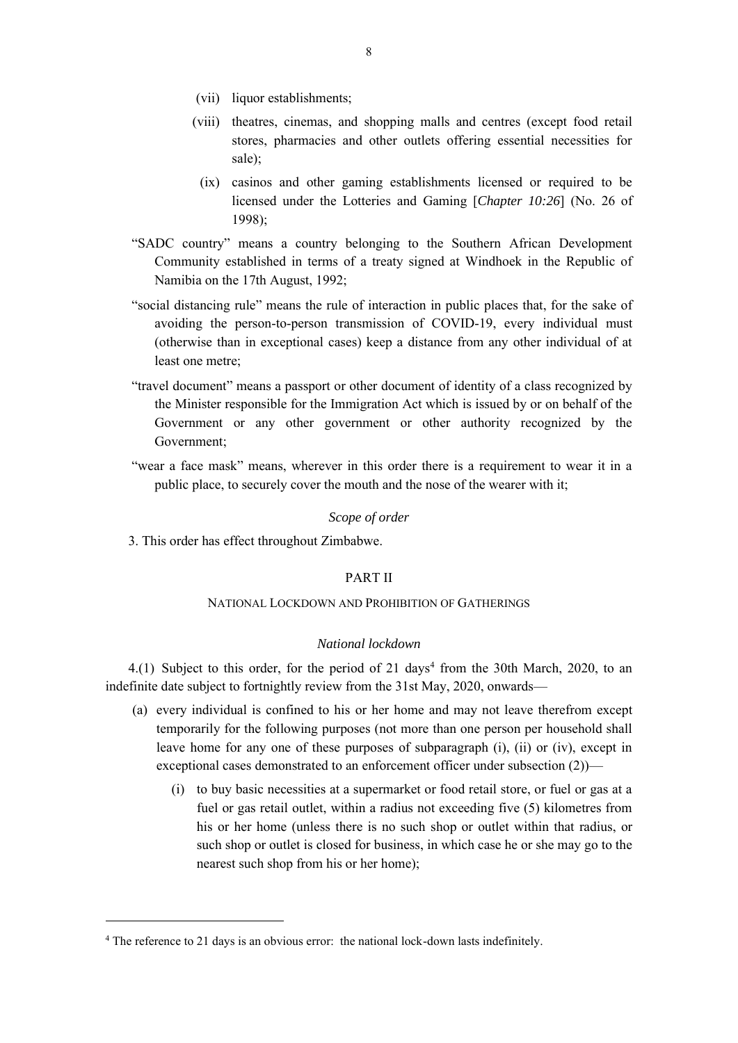(vii) liquor establishments;

(viii) theatres, cinemas, and shopping malls and centres (except food retail stores, pharmacies and other outlets offering essential necessities for sale);

(ix) casinos and other gaming establishments licensed or required to be licensed under the Lotteries and Gaming [*Chapter 10:26*] (No. 26 of 1998);

"SADC country" means a country belonging to the Southern African Development Community established in terms of a treaty signed at Windhoek in the Republic of Namibia on the 17th August, 1992;

"social distancing rule" means the rule of interaction in public places that, for the sake of avoiding the person-to-person transmission of COVID-19, every individual must (otherwise than in exceptional cases) keep a distance from any other individual of at least one metre;

"travel document" means a passport or other document of identity of a class recognized by the Minister responsible for the Immigration Act which is issued by or on behalf of the Government or any other government or other authority recognized by the Government;

"wear a face mask" means, wherever in this order there is a requirement to wear it in a public place, to securely cover the mouth and the nose of the wearer with it;

*Scope of order*

3. This order has effect throughout Zimbabwe.

## PART II

### NATIONAL LOCKDOWN AND PROHIBITION OF GATHERINGS

*National lockdown*

4.(1) Subject to this order, for the period of 21 days[4] from the 30th March, 2020, to an indefinite date subject to fortnightly review from the 31st May, 2020, onwards—

(a) every individual is confined to his or her home and may not leave therefrom except temporarily for the following purposes (not more than one person per household shall leave home for any one of these purposes of subparagraph (i), (ii) or (iv), except in exceptional cases demonstrated to an enforcement officer under subsection (2))—

(i) to buy basic necessities at a supermarket or food retail store, or fuel or gas at a fuel or gas retail outlet, within a radius not exceeding five (5) kilometres from his or her home (unless there is no such shop or outlet within that radius, or such shop or outlet is closed for business, in which case he or she may go to the nearest such shop from his or her home);

---

[4] The reference to 21 days is an obvious error: the national lock-down lasts indefinitely.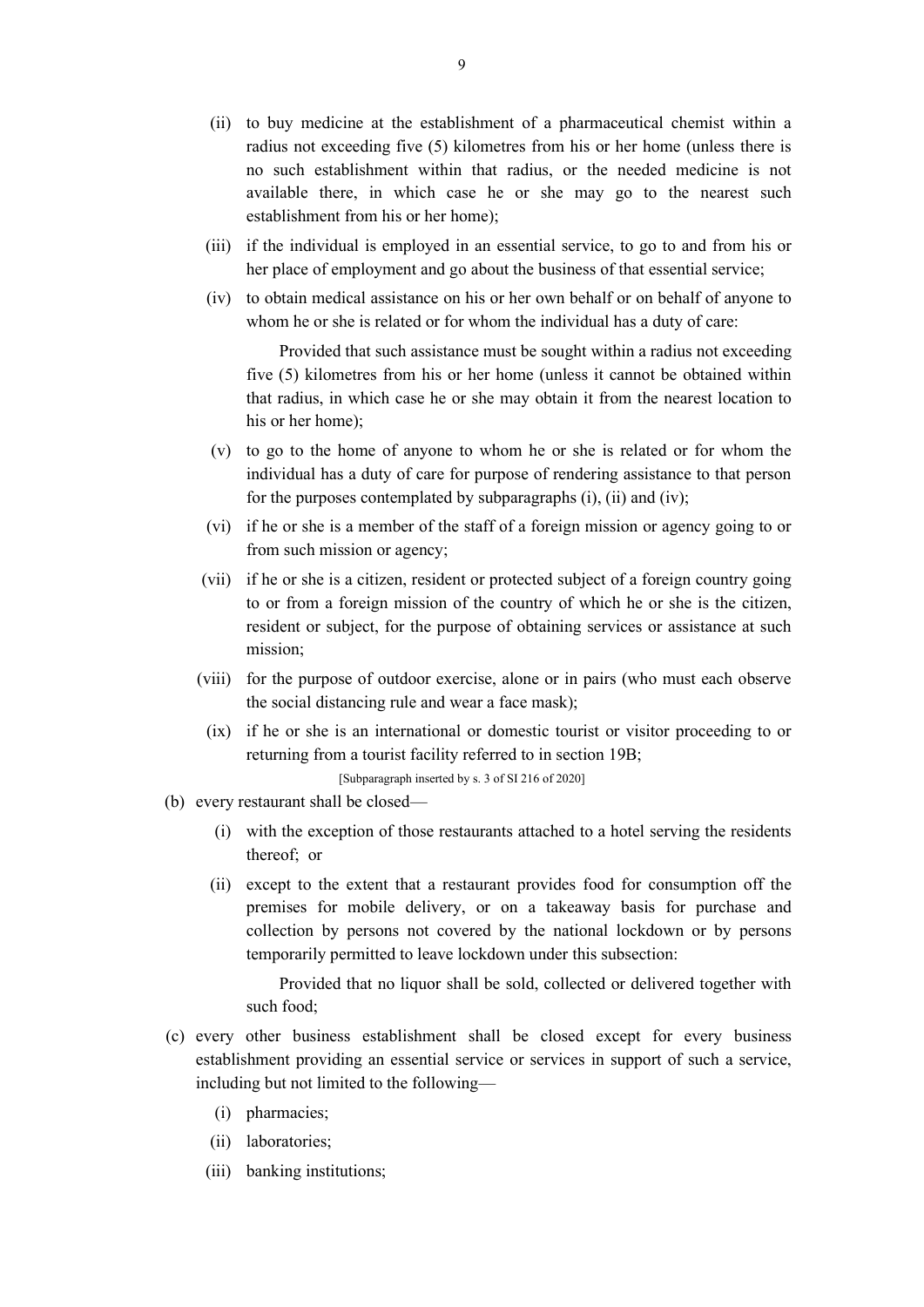(ii) to buy medicine at the establishment of a pharmaceutical chemist within a radius not exceeding five (5) kilometres from his or her home (unless there is no such establishment within that radius, or the needed medicine is not available there, in which case he or she may go to the nearest such establishment from his or her home);

(iii) if the individual is employed in an essential service, to go to and from his or her place of employment and go about the business of that essential service;

(iv) to obtain medical assistance on his or her own behalf or on behalf of anyone to whom he or she is related or for whom the individual has a duty of care:

Provided that such assistance must be sought within a radius not exceeding five (5) kilometres from his or her home (unless it cannot be obtained within that radius, in which case he or she may obtain it from the nearest location to his or her home);

(v) to go to the home of anyone to whom he or she is related or for whom the individual has a duty of care for purpose of rendering assistance to that person for the purposes contemplated by subparagraphs (i), (ii) and (iv);

(vi) if he or she is a member of the staff of a foreign mission or agency going to or from such mission or agency;

(vii) if he or she is a citizen, resident or protected subject of a foreign country going to or from a foreign mission of the country of which he or she is the citizen, resident or subject, for the purpose of obtaining services or assistance at such mission;

(viii) for the purpose of outdoor exercise, alone or in pairs (who must each observe the social distancing rule and wear a face mask);

(ix) if he or she is an international or domestic tourist or visitor proceeding to or returning from a tourist facility referred to in section 19B;

[Subparagraph inserted by s. 3 of SI 216 of 2020]

(b) every restaurant shall be closed—

(i) with the exception of those restaurants attached to a hotel serving the residents thereof; or

(ii) except to the extent that a restaurant provides food for consumption off the premises for mobile delivery, or on a takeaway basis for purchase and collection by persons not covered by the national lockdown or by persons temporarily permitted to leave lockdown under this subsection:

Provided that no liquor shall be sold, collected or delivered together with such food;

(c) every other business establishment shall be closed except for every business establishment providing an essential service or services in support of such a service, including but not limited to the following—

(i) pharmacies;

(ii) laboratories;

(iii) banking institutions;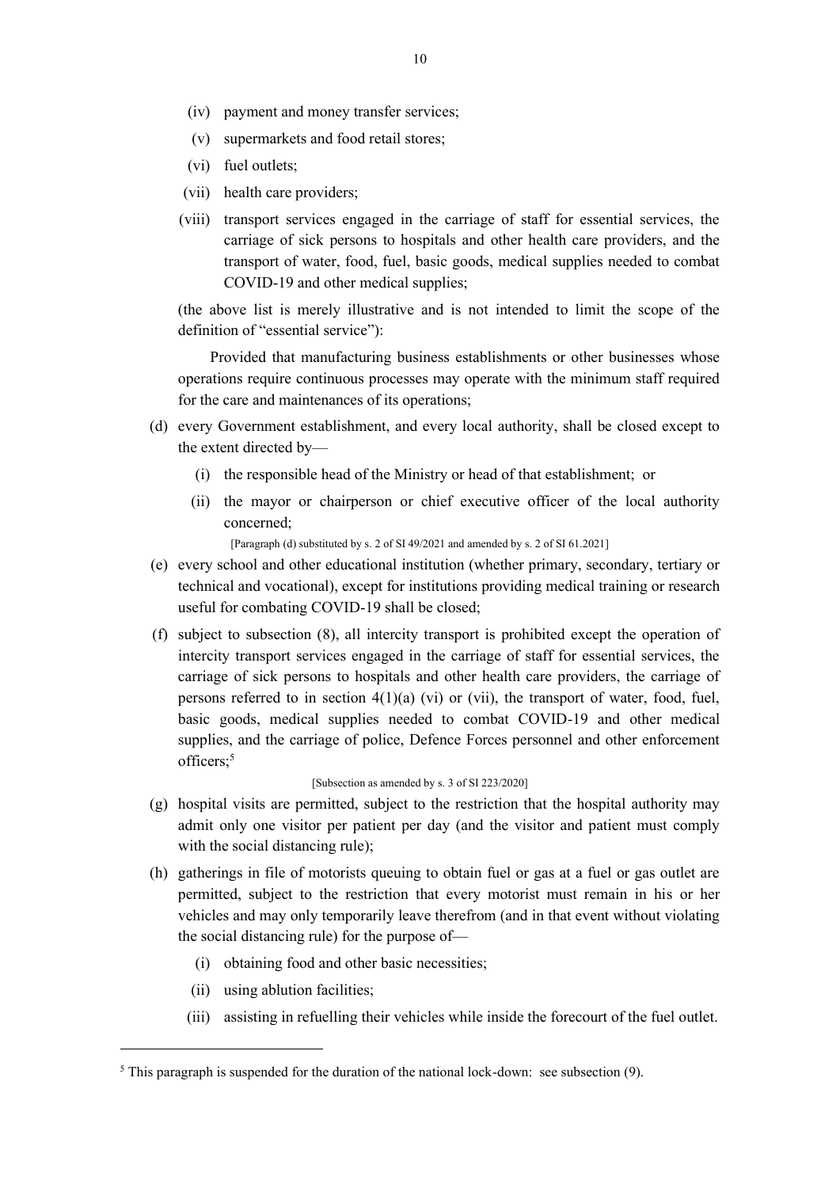(iv) payment and money transfer services;

(v) supermarkets and food retail stores;

(vi) fuel outlets;

(vii) health care providers;

(viii) transport services engaged in the carriage of staff for essential services, the carriage of sick persons to hospitals and other health care providers, and the transport of water, food, fuel, basic goods, medical supplies needed to combat COVID-19 and other medical supplies;

(the above list is merely illustrative and is not intended to limit the scope of the definition of "essential service"):

Provided that manufacturing business establishments or other businesses whose operations require continuous processes may operate with the minimum staff required for the care and maintenances of its operations;

(d) every Government establishment, and every local authority, shall be closed except to the extent directed by—

(i) the responsible head of the Ministry or head of that establishment; or

(ii) the mayor or chairperson or chief executive officer of the local authority concerned;

[Paragraph (d) substituted by s. 2 of SI 49/2021 and amended by s. 2 of SI 61.2021]

(e) every school and other educational institution (whether primary, secondary, tertiary or technical and vocational), except for institutions providing medical training or research useful for combating COVID-19 shall be closed;

(f) subject to subsection (8), all intercity transport is prohibited except the operation of intercity transport services engaged in the carriage of staff for essential services, the carriage of sick persons to hospitals and other health care providers, the carriage of persons referred to in section 4(1)(a) (vi) or (vii), the transport of water, food, fuel, basic goods, medical supplies needed to combat COVID-19 and other medical supplies, and the carriage of police, Defence Forces personnel and other enforcement officers;[5]

[Subsection as amended by s. 3 of SI 223/2020]

(g) hospital visits are permitted, subject to the restriction that the hospital authority may admit only one visitor per patient per day (and the visitor and patient must comply with the social distancing rule);

(h) gatherings in file of motorists queuing to obtain fuel or gas at a fuel or gas outlet are permitted, subject to the restriction that every motorist must remain in his or her vehicles and may only temporarily leave therefrom (and in that event without violating the social distancing rule) for the purpose of—

(i) obtaining food and other basic necessities;

(ii) using ablution facilities;

(iii) assisting in refuelling their vehicles while inside the forecourt of the fuel outlet.

---

[5] This paragraph is suspended for the duration of the national lock-down: see subsection (9).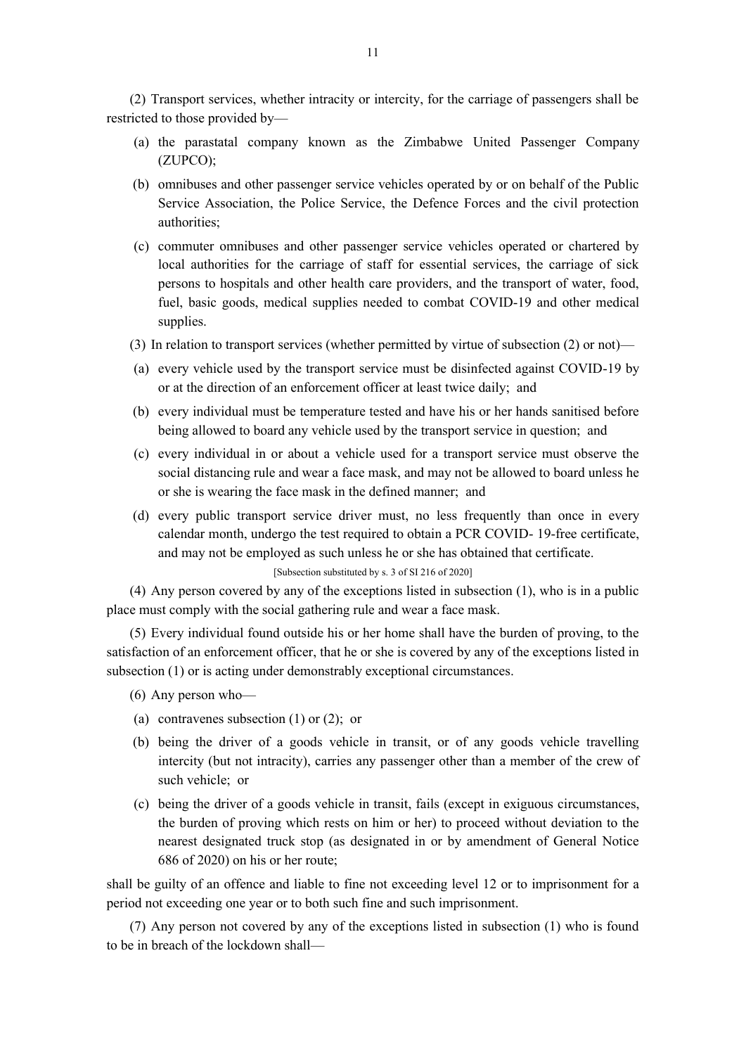(2) Transport services, whether intracity or intercity, for the carriage of passengers shall be restricted to those provided by—

(a) the parastatal company known as the Zimbabwe United Passenger Company (ZUPCO);

(b) omnibuses and other passenger service vehicles operated by or on behalf of the Public Service Association, the Police Service, the Defence Forces and the civil protection authorities;

(c) commuter omnibuses and other passenger service vehicles operated or chartered by local authorities for the carriage of staff for essential services, the carriage of sick persons to hospitals and other health care providers, and the transport of water, food, fuel, basic goods, medical supplies needed to combat COVID-19 and other medical supplies.

(3) In relation to transport services (whether permitted by virtue of subsection (2) or not)—

(a) every vehicle used by the transport service must be disinfected against COVID-19 by or at the direction of an enforcement officer at least twice daily; and

(b) every individual must be temperature tested and have his or her hands sanitised before being allowed to board any vehicle used by the transport service in question; and

(c) every individual in or about a vehicle used for a transport service must observe the social distancing rule and wear a face mask, and may not be allowed to board unless he or she is wearing the face mask in the defined manner; and

(d) every public transport service driver must, no less frequently than once in every calendar month, undergo the test required to obtain a PCR COVID- 19-free certificate, and may not be employed as such unless he or she has obtained that certificate.

[Subsection substituted by s. 3 of SI 216 of 2020]

(4) Any person covered by any of the exceptions listed in subsection (1), who is in a public place must comply with the social gathering rule and wear a face mask.

(5) Every individual found outside his or her home shall have the burden of proving, to the satisfaction of an enforcement officer, that he or she is covered by any of the exceptions listed in subsection (1) or is acting under demonstrably exceptional circumstances.

(6) Any person who—

(a) contravenes subsection (1) or (2); or

(b) being the driver of a goods vehicle in transit, or of any goods vehicle travelling intercity (but not intracity), carries any passenger other than a member of the crew of such vehicle; or

(c) being the driver of a goods vehicle in transit, fails (except in exiguous circumstances, the burden of proving which rests on him or her) to proceed without deviation to the nearest designated truck stop (as designated in or by amendment of General Notice 686 of 2020) on his or her route;

shall be guilty of an offence and liable to fine not exceeding level 12 or to imprisonment for a period not exceeding one year or to both such fine and such imprisonment.

(7) Any person not covered by any of the exceptions listed in subsection (1) who is found to be in breach of the lockdown shall—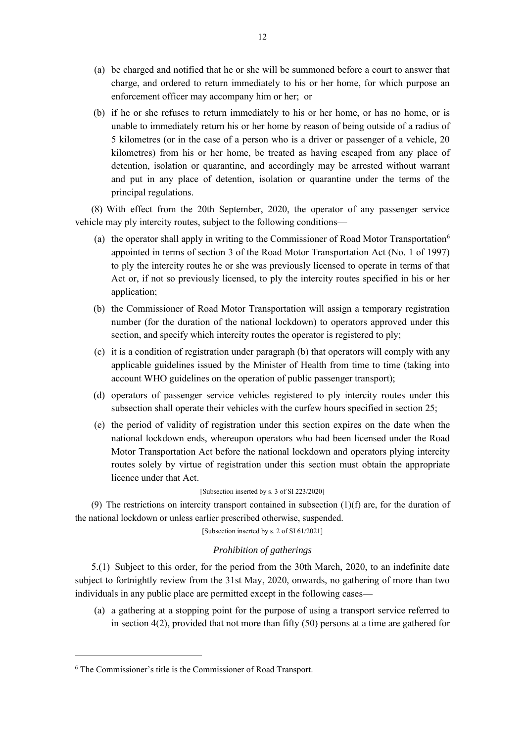(a) be charged and notified that he or she will be summoned before a court to answer that charge, and ordered to return immediately to his or her home, for which purpose an enforcement officer may accompany him or her; or

(b) if he or she refuses to return immediately to his or her home, or has no home, or is unable to immediately return his or her home by reason of being outside of a radius of 5 kilometres (or in the case of a person who is a driver or passenger of a vehicle, 20 kilometres) from his or her home, be treated as having escaped from any place of detention, isolation or quarantine, and accordingly may be arrested without warrant and put in any place of detention, isolation or quarantine under the terms of the principal regulations.

(8) With effect from the 20th September, 2020, the operator of any passenger service vehicle may ply intercity routes, subject to the following conditions—

(a) the operator shall apply in writing to the Commissioner of Road Motor Transportation[6] appointed in terms of section 3 of the Road Motor Transportation Act (No. 1 of 1997) to ply the intercity routes he or she was previously licensed to operate in terms of that Act or, if not so previously licensed, to ply the intercity routes specified in his or her application;

(b) the Commissioner of Road Motor Transportation will assign a temporary registration number (for the duration of the national lockdown) to operators approved under this section, and specify which intercity routes the operator is registered to ply;

(c) it is a condition of registration under paragraph (b) that operators will comply with any applicable guidelines issued by the Minister of Health from time to time (taking into account WHO guidelines on the operation of public passenger transport);

(d) operators of passenger service vehicles registered to ply intercity routes under this subsection shall operate their vehicles with the curfew hours specified in section 25;

(e) the period of validity of registration under this section expires on the date when the national lockdown ends, whereupon operators who had been licensed under the Road Motor Transportation Act before the national lockdown and operators plying intercity routes solely by virtue of registration under this section must obtain the appropriate licence under that Act.

[Subsection inserted by s. 3 of SI 223/2020]

(9) The restrictions on intercity transport contained in subsection (1)(f) are, for the duration of the national lockdown or unless earlier prescribed otherwise, suspended.

[Subsection inserted by s. 2 of SI 61/2021]

*Prohibition of gatherings*

5.(1) Subject to this order, for the period from the 30th March, 2020, to an indefinite date subject to fortnightly review from the 31st May, 2020, onwards, no gathering of more than two individuals in any public place are permitted except in the following cases—

(a) a gathering at a stopping point for the purpose of using a transport service referred to in section 4(2), provided that not more than fifty (50) persons at a time are gathered for

[6] The Commissioner's title is the Commissioner of Road Transport.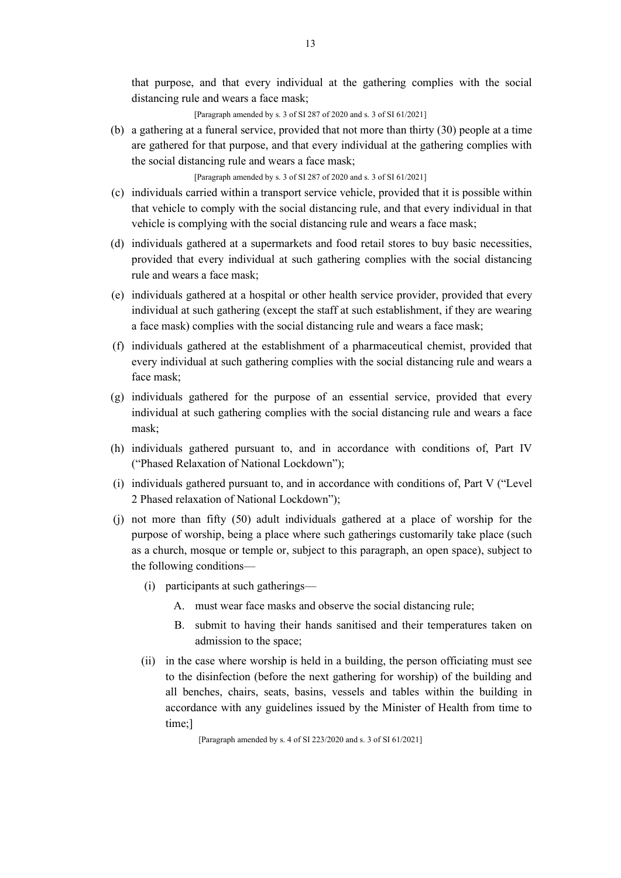that purpose, and that every individual at the gathering complies with the social distancing rule and wears a face mask;

[Paragraph amended by s. 3 of SI 287 of 2020 and s. 3 of SI 61/2021]

(b) a gathering at a funeral service, provided that not more than thirty (30) people at a time are gathered for that purpose, and that every individual at the gathering complies with the social distancing rule and wears a face mask;

[Paragraph amended by s. 3 of SI 287 of 2020 and s. 3 of SI 61/2021]

(c) individuals carried within a transport service vehicle, provided that it is possible within that vehicle to comply with the social distancing rule, and that every individual in that vehicle is complying with the social distancing rule and wears a face mask;

(d) individuals gathered at a supermarkets and food retail stores to buy basic necessities, provided that every individual at such gathering complies with the social distancing rule and wears a face mask;

(e) individuals gathered at a hospital or other health service provider, provided that every individual at such gathering (except the staff at such establishment, if they are wearing a face mask) complies with the social distancing rule and wears a face mask;

(f) individuals gathered at the establishment of a pharmaceutical chemist, provided that every individual at such gathering complies with the social distancing rule and wears a face mask;

(g) individuals gathered for the purpose of an essential service, provided that every individual at such gathering complies with the social distancing rule and wears a face mask;

(h) individuals gathered pursuant to, and in accordance with conditions of, Part IV ("Phased Relaxation of National Lockdown");

(i) individuals gathered pursuant to, and in accordance with conditions of, Part V ("Level 2 Phased relaxation of National Lockdown");

(j) not more than fifty (50) adult individuals gathered at a place of worship for the purpose of worship, being a place where such gatherings customarily take place (such as a church, mosque or temple or, subject to this paragraph, an open space), subject to the following conditions—

   (i) participants at such gatherings—

      A. must wear face masks and observe the social distancing rule;

      B. submit to having their hands sanitised and their temperatures taken on admission to the space;

   (ii) in the case where worship is held in a building, the person officiating must see to the disinfection (before the next gathering for worship) of the building and all benches, chairs, seats, basins, vessels and tables within the building in accordance with any guidelines issued by the Minister of Health from time to time;]

[Paragraph amended by s. 4 of SI 223/2020 and s. 3 of SI 61/2021]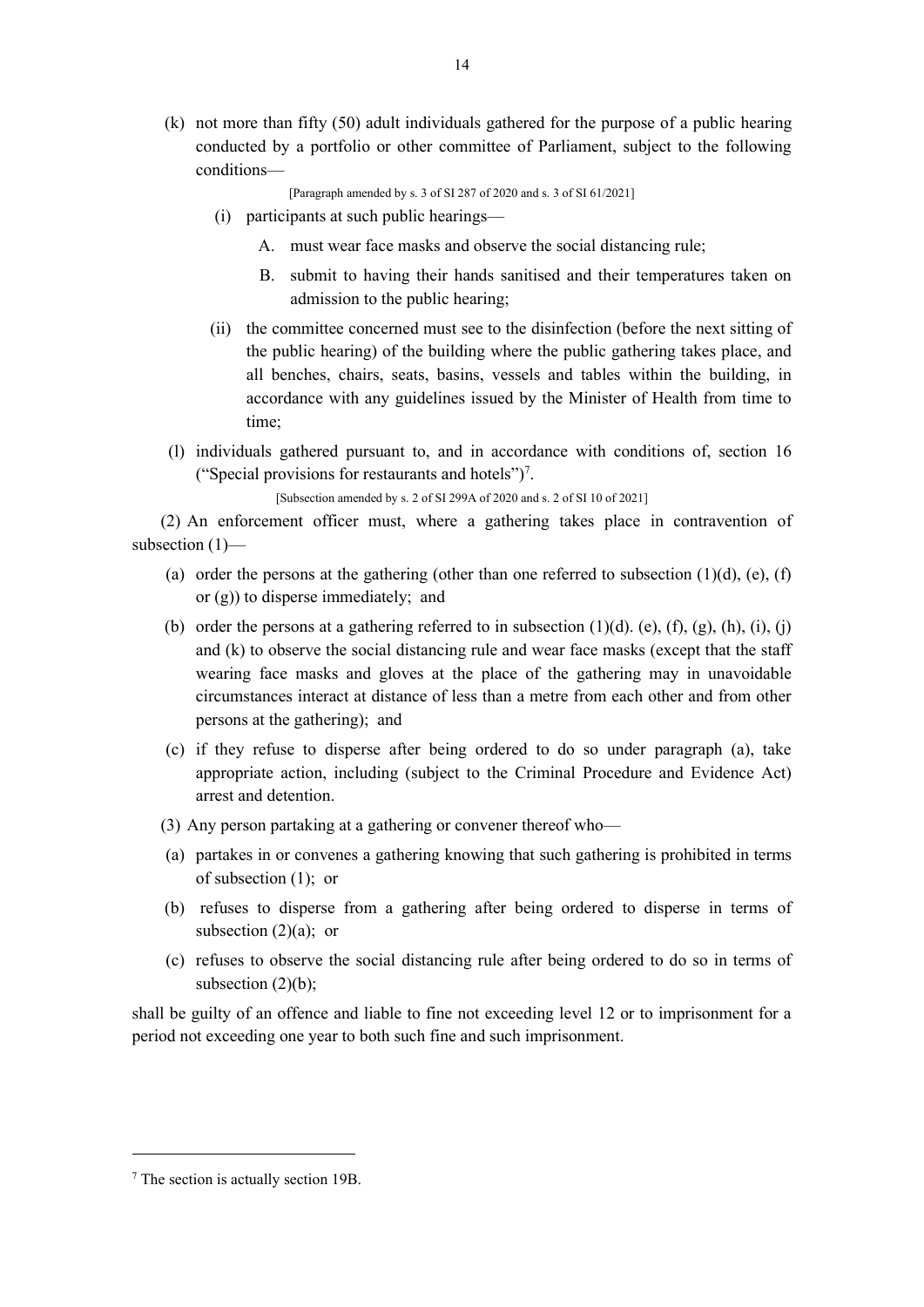(k) not more than fifty (50) adult individuals gathered for the purpose of a public hearing conducted by a portfolio or other committee of Parliament, subject to the following conditions—

[Paragraph amended by s. 3 of SI 287 of 2020 and s. 3 of SI 61/2021]

(i) participants at such public hearings—

A. must wear face masks and observe the social distancing rule;

B. submit to having their hands sanitised and their temperatures taken on admission to the public hearing;

(ii) the committee concerned must see to the disinfection (before the next sitting of the public hearing) of the building where the public gathering takes place, and all benches, chairs, seats, basins, vessels and tables within the building, in accordance with any guidelines issued by the Minister of Health from time to time;

(l) individuals gathered pursuant to, and in accordance with conditions of, section 16 ("Special provisions for restaurants and hotels")[7].

[Subsection amended by s. 2 of SI 299A of 2020 and s. 2 of SI 10 of 2021]

(2) An enforcement officer must, where a gathering takes place in contravention of subsection (1)—

(a) order the persons at the gathering (other than one referred to subsection (1)(d), (e), (f) or (g)) to disperse immediately; and

(b) order the persons at a gathering referred to in subsection (1)(d). (e), (f), (g), (h), (i), (j) and (k) to observe the social distancing rule and wear face masks (except that the staff wearing face masks and gloves at the place of the gathering may in unavoidable circumstances interact at distance of less than a metre from each other and from other persons at the gathering); and

(c) if they refuse to disperse after being ordered to do so under paragraph (a), take appropriate action, including (subject to the Criminal Procedure and Evidence Act) arrest and detention.

(3) Any person partaking at a gathering or convener thereof who—

(a) partakes in or convenes a gathering knowing that such gathering is prohibited in terms of subsection (1); or

(b) refuses to disperse from a gathering after being ordered to disperse in terms of subsection (2)(a); or

(c) refuses to observe the social distancing rule after being ordered to do so in terms of subsection (2)(b);

shall be guilty of an offence and liable to fine not exceeding level 12 or to imprisonment for a period not exceeding one year to both such fine and such imprisonment.

---

[7] The section is actually section 19B.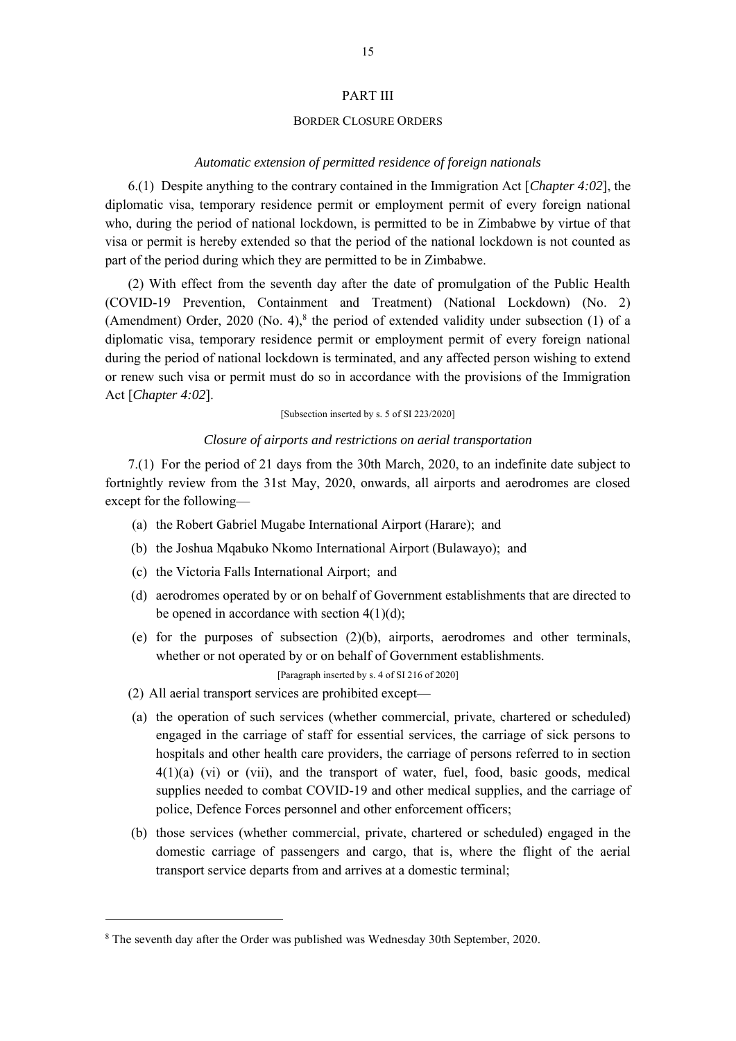## PART III

### BORDER CLOSURE ORDERS

*Automatic extension of permitted residence of foreign nationals*

6.(1) Despite anything to the contrary contained in the Immigration Act [*Chapter 4:02*], the diplomatic visa, temporary residence permit or employment permit of every foreign national who, during the period of national lockdown, is permitted to be in Zimbabwe by virtue of that visa or permit is hereby extended so that the period of the national lockdown is not counted as part of the period during which they are permitted to be in Zimbabwe.

(2) With effect from the seventh day after the date of promulgation of the Public Health (COVID-19 Prevention, Containment and Treatment) (National Lockdown) (No. 2) (Amendment) Order, 2020 (No. 4),[8] the period of extended validity under subsection (1) of a diplomatic visa, temporary residence permit or employment permit of every foreign national during the period of national lockdown is terminated, and any affected person wishing to extend or renew such visa or permit must do so in accordance with the provisions of the Immigration Act [*Chapter 4:02*].

[Subsection inserted by s. 5 of SI 223/2020]

*Closure of airports and restrictions on aerial transportation*

7.(1) For the period of 21 days from the 30th March, 2020, to an indefinite date subject to fortnightly review from the 31st May, 2020, onwards, all airports and aerodromes are closed except for the following—

(a) the Robert Gabriel Mugabe International Airport (Harare); and

(b) the Joshua Mqabuko Nkomo International Airport (Bulawayo); and

(c) the Victoria Falls International Airport; and

(d) aerodromes operated by or on behalf of Government establishments that are directed to be opened in accordance with section 4(1)(d);

(e) for the purposes of subsection (2)(b), airports, aerodromes and other terminals, whether or not operated by or on behalf of Government establishments.

[Paragraph inserted by s. 4 of SI 216 of 2020]

(2) All aerial transport services are prohibited except—

(a) the operation of such services (whether commercial, private, chartered or scheduled) engaged in the carriage of staff for essential services, the carriage of sick persons to hospitals and other health care providers, the carriage of persons referred to in section 4(1)(a) (vi) or (vii), and the transport of water, fuel, food, basic goods, medical supplies needed to combat COVID-19 and other medical supplies, and the carriage of police, Defence Forces personnel and other enforcement officers;

(b) those services (whether commercial, private, chartered or scheduled) engaged in the domestic carriage of passengers and cargo, that is, where the flight of the aerial transport service departs from and arrives at a domestic terminal;

---

[8] The seventh day after the Order was published was Wednesday 30th September, 2020.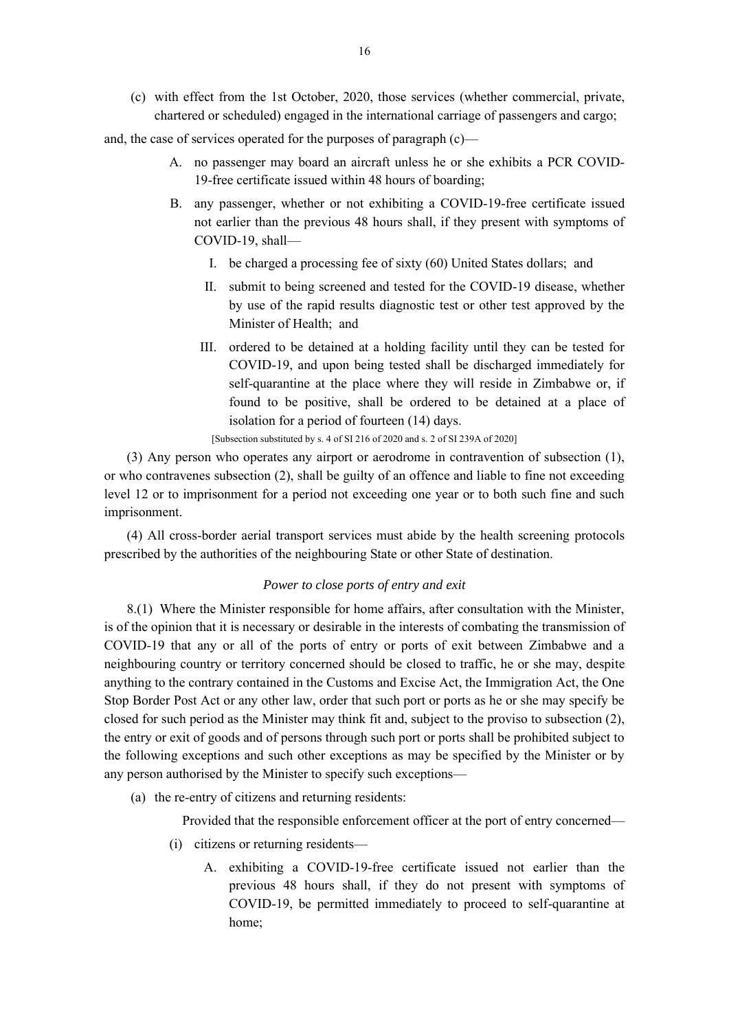(c) with effect from the 1st October, 2020, those services (whether commercial, private, chartered or scheduled) engaged in the international carriage of passengers and cargo;

and, the case of services operated for the purposes of paragraph (c)—

A. no passenger may board an aircraft unless he or she exhibits a PCR COVID-19-free certificate issued within 48 hours of boarding;

B. any passenger, whether or not exhibiting a COVID-19-free certificate issued not earlier than the previous 48 hours shall, if they present with symptoms of COVID-19, shall—

I. be charged a processing fee of sixty (60) United States dollars; and

II. submit to being screened and tested for the COVID-19 disease, whether by use of the rapid results diagnostic test or other test approved by the Minister of Health; and

III. ordered to be detained at a holding facility until they can be tested for COVID-19, and upon being tested shall be discharged immediately for self-quarantine at the place where they will reside in Zimbabwe or, if found to be positive, shall be ordered to be detained at a place of isolation for a period of fourteen (14) days.

[Subsection substituted by s. 4 of SI 216 of 2020 and s. 2 of SI 239A of 2020]

(3) Any person who operates any airport or aerodrome in contravention of subsection (1), or who contravenes subsection (2), shall be guilty of an offence and liable to fine not exceeding level 12 or to imprisonment for a period not exceeding one year or to both such fine and such imprisonment.

(4) All cross-border aerial transport services must abide by the health screening protocols prescribed by the authorities of the neighbouring State or other State of destination.

*Power to close ports of entry and exit*

8.(1) Where the Minister responsible for home affairs, after consultation with the Minister, is of the opinion that it is necessary or desirable in the interests of combating the transmission of COVID-19 that any or all of the ports of entry or ports of exit between Zimbabwe and a neighbouring country or territory concerned should be closed to traffic, he or she may, despite anything to the contrary contained in the Customs and Excise Act, the Immigration Act, the One Stop Border Post Act or any other law, order that such port or ports as he or she may specify be closed for such period as the Minister may think fit and, subject to the proviso to subsection (2), the entry or exit of goods and of persons through such port or ports shall be prohibited subject to the following exceptions and such other exceptions as may be specified by the Minister or by any person authorised by the Minister to specify such exceptions—

(a) the re-entry of citizens and returning residents:

Provided that the responsible enforcement officer at the port of entry concerned—

(i) citizens or returning residents—

A. exhibiting a COVID-19-free certificate issued not earlier than the previous 48 hours shall, if they do not present with symptoms of COVID-19, be permitted immediately to proceed to self-quarantine at home;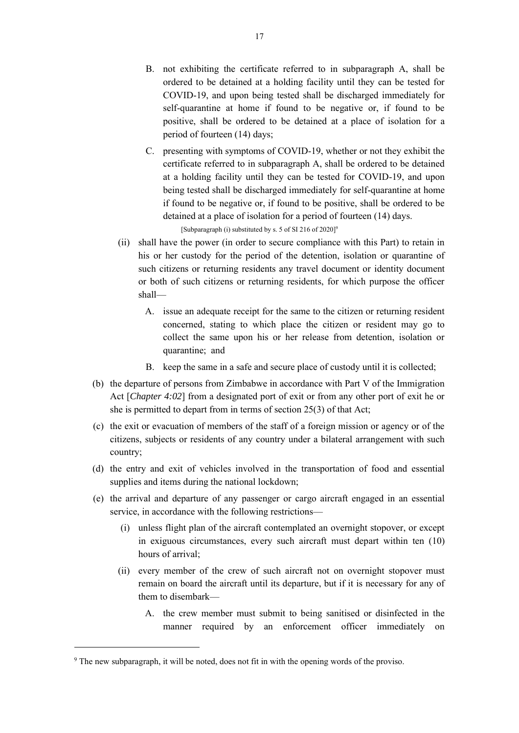B. not exhibiting the certificate referred to in subparagraph A, shall be ordered to be detained at a holding facility until they can be tested for COVID-19, and upon being tested shall be discharged immediately for self-quarantine at home if found to be negative or, if found to be positive, shall be ordered to be detained at a place of isolation for a period of fourteen (14) days;

C. presenting with symptoms of COVID-19, whether or not they exhibit the certificate referred to in subparagraph A, shall be ordered to be detained at a holding facility until they can be tested for COVID-19, and upon being tested shall be discharged immediately for self-quarantine at home if found to be negative or, if found to be positive, shall be ordered to be detained at a place of isolation for a period of fourteen (14) days.

[Subparagraph (i) substituted by s. 5 of SI 216 of 2020][9]

(ii) shall have the power (in order to secure compliance with this Part) to retain in his or her custody for the period of the detention, isolation or quarantine of such citizens or returning residents any travel document or identity document or both of such citizens or returning residents, for which purpose the officer shall—

A. issue an adequate receipt for the same to the citizen or returning resident concerned, stating to which place the citizen or resident may go to collect the same upon his or her release from detention, isolation or quarantine; and

B. keep the same in a safe and secure place of custody until it is collected;

(b) the departure of persons from Zimbabwe in accordance with Part V of the Immigration Act [*Chapter 4:02*] from a designated port of exit or from any other port of exit he or she is permitted to depart from in terms of section 25(3) of that Act;

(c) the exit or evacuation of members of the staff of a foreign mission or agency or of the citizens, subjects or residents of any country under a bilateral arrangement with such country;

(d) the entry and exit of vehicles involved in the transportation of food and essential supplies and items during the national lockdown;

(e) the arrival and departure of any passenger or cargo aircraft engaged in an essential service, in accordance with the following restrictions—

(i) unless flight plan of the aircraft contemplated an overnight stopover, or except in exiguous circumstances, every such aircraft must depart within ten (10) hours of arrival;

(ii) every member of the crew of such aircraft not on overnight stopover must remain on board the aircraft until its departure, but if it is necessary for any of them to disembark—

A. the crew member must submit to being sanitised or disinfected in the manner required by an enforcement officer immediately on

---

[9] The new subparagraph, it will be noted, does not fit in with the opening words of the proviso.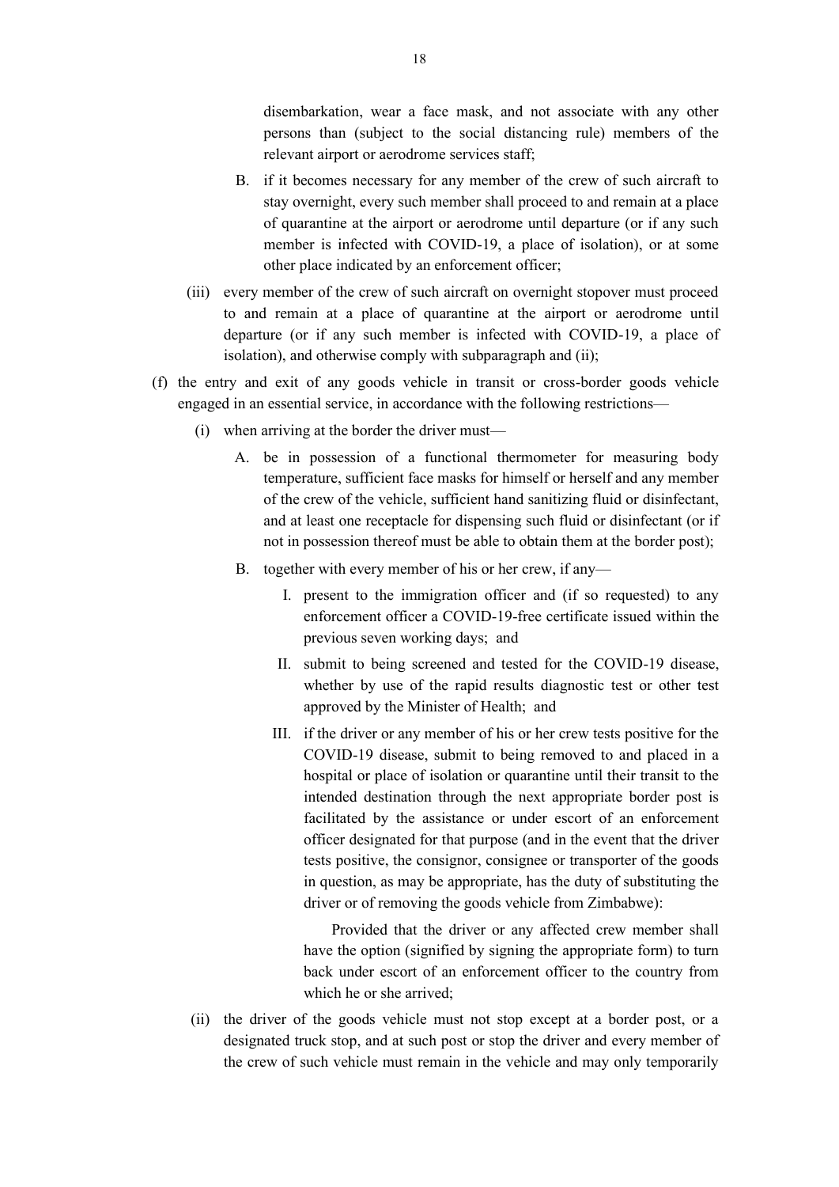disembarkation, wear a face mask, and not associate with any other persons than (subject to the social distancing rule) members of the relevant airport or aerodrome services staff;

B. if it becomes necessary for any member of the crew of such aircraft to stay overnight, every such member shall proceed to and remain at a place of quarantine at the airport or aerodrome until departure (or if any such member is infected with COVID-19, a place of isolation), or at some other place indicated by an enforcement officer;

(iii) every member of the crew of such aircraft on overnight stopover must proceed to and remain at a place of quarantine at the airport or aerodrome until departure (or if any such member is infected with COVID-19, a place of isolation), and otherwise comply with subparagraph and (ii);

(f) the entry and exit of any goods vehicle in transit or cross-border goods vehicle engaged in an essential service, in accordance with the following restrictions—

(i) when arriving at the border the driver must—

A. be in possession of a functional thermometer for measuring body temperature, sufficient face masks for himself or herself and any member of the crew of the vehicle, sufficient hand sanitizing fluid or disinfectant, and at least one receptacle for dispensing such fluid or disinfectant (or if not in possession thereof must be able to obtain them at the border post);

B. together with every member of his or her crew, if any—

I. present to the immigration officer and (if so requested) to any enforcement officer a COVID-19-free certificate issued within the previous seven working days; and

II. submit to being screened and tested for the COVID-19 disease, whether by use of the rapid results diagnostic test or other test approved by the Minister of Health; and

III. if the driver or any member of his or her crew tests positive for the COVID-19 disease, submit to being removed to and placed in a hospital or place of isolation or quarantine until their transit to the intended destination through the next appropriate border post is facilitated by the assistance or under escort of an enforcement officer designated for that purpose (and in the event that the driver tests positive, the consignor, consignee or transporter of the goods in question, as may be appropriate, has the duty of substituting the driver or of removing the goods vehicle from Zimbabwe):

Provided that the driver or any affected crew member shall have the option (signified by signing the appropriate form) to turn back under escort of an enforcement officer to the country from which he or she arrived;

(ii) the driver of the goods vehicle must not stop except at a border post, or a designated truck stop, and at such post or stop the driver and every member of the crew of such vehicle must remain in the vehicle and may only temporarily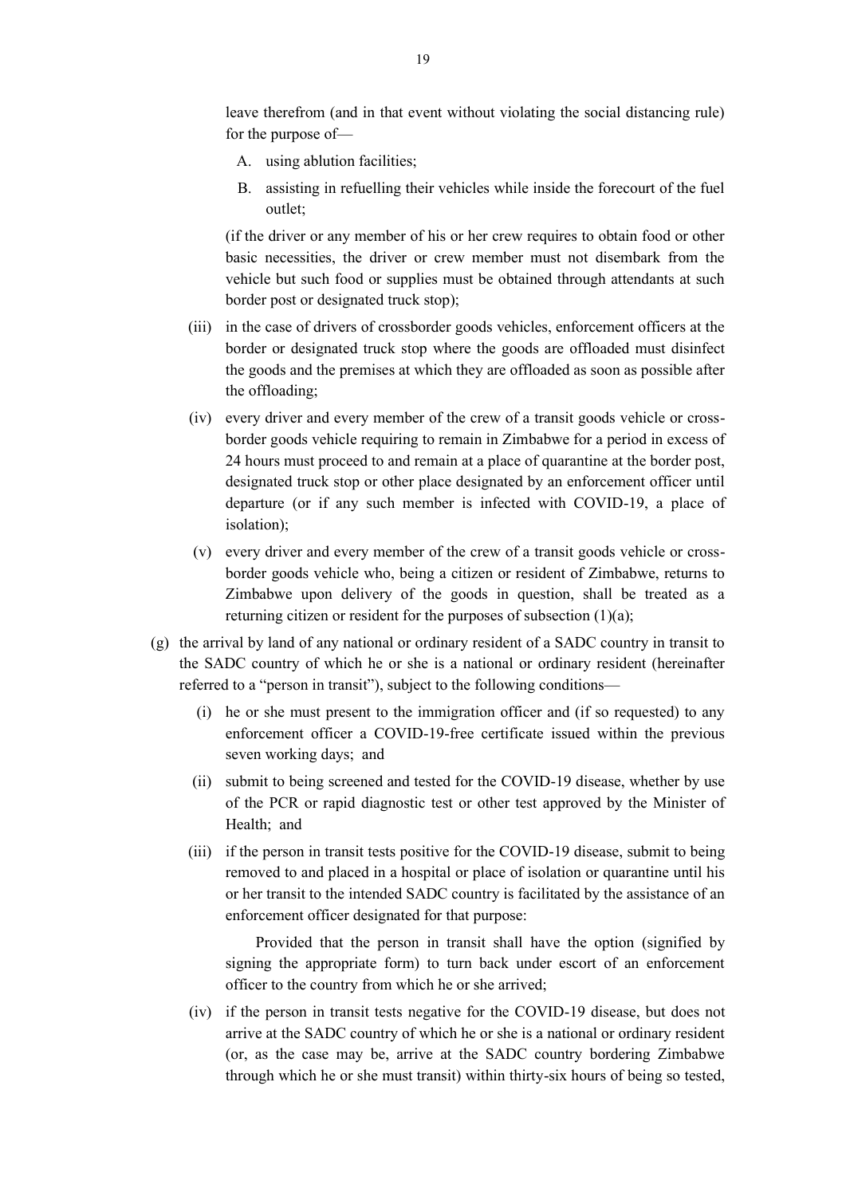leave therefrom (and in that event without violating the social distancing rule) for the purpose of—

A. using ablution facilities;

B. assisting in refuelling their vehicles while inside the forecourt of the fuel outlet;

(if the driver or any member of his or her crew requires to obtain food or other basic necessities, the driver or crew member must not disembark from the vehicle but such food or supplies must be obtained through attendants at such border post or designated truck stop);

(iii) in the case of drivers of crossborder goods vehicles, enforcement officers at the border or designated truck stop where the goods are offloaded must disinfect the goods and the premises at which they are offloaded as soon as possible after the offloading;

(iv) every driver and every member of the crew of a transit goods vehicle or cross-border goods vehicle requiring to remain in Zimbabwe for a period in excess of 24 hours must proceed to and remain at a place of quarantine at the border post, designated truck stop or other place designated by an enforcement officer until departure (or if any such member is infected with COVID-19, a place of isolation);

(v) every driver and every member of the crew of a transit goods vehicle or cross-border goods vehicle who, being a citizen or resident of Zimbabwe, returns to Zimbabwe upon delivery of the goods in question, shall be treated as a returning citizen or resident for the purposes of subsection (1)(a);

(g) the arrival by land of any national or ordinary resident of a SADC country in transit to the SADC country of which he or she is a national or ordinary resident (hereinafter referred to a "person in transit"), subject to the following conditions—

(i) he or she must present to the immigration officer and (if so requested) to any enforcement officer a COVID-19-free certificate issued within the previous seven working days; and

(ii) submit to being screened and tested for the COVID-19 disease, whether by use of the PCR or rapid diagnostic test or other test approved by the Minister of Health; and

(iii) if the person in transit tests positive for the COVID-19 disease, submit to being removed to and placed in a hospital or place of isolation or quarantine until his or her transit to the intended SADC country is facilitated by the assistance of an enforcement officer designated for that purpose:

Provided that the person in transit shall have the option (signified by signing the appropriate form) to turn back under escort of an enforcement officer to the country from which he or she arrived;

(iv) if the person in transit tests negative for the COVID-19 disease, but does not arrive at the SADC country of which he or she is a national or ordinary resident (or, as the case may be, arrive at the SADC country bordering Zimbabwe through which he or she must transit) within thirty-six hours of being so tested,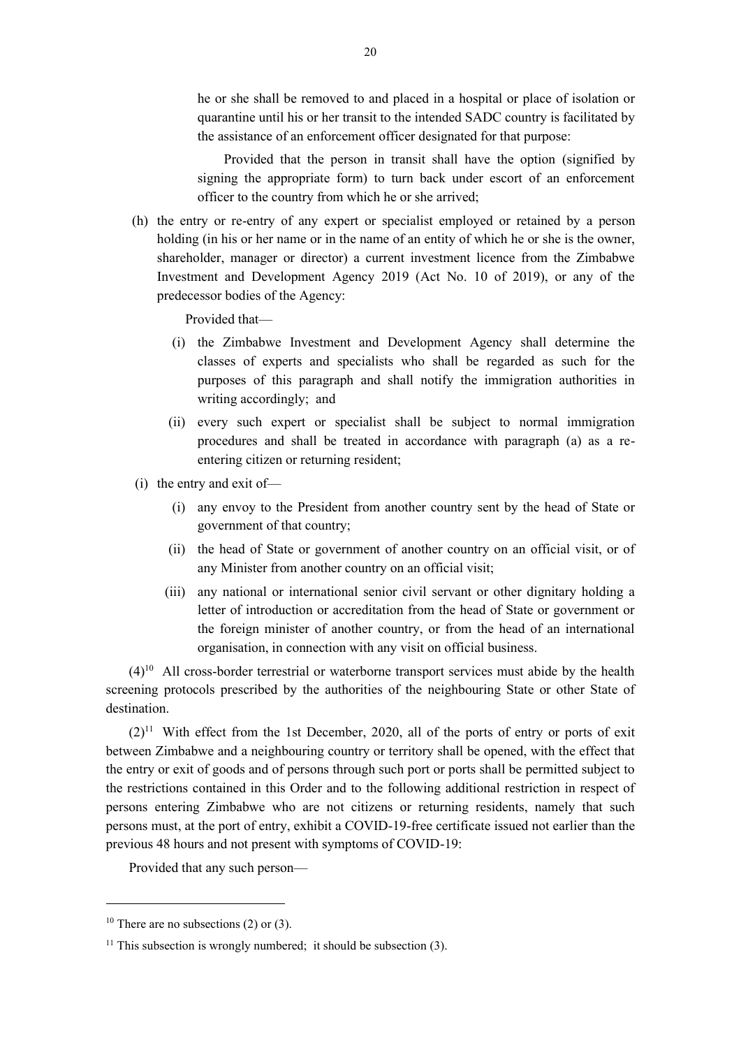he or she shall be removed to and placed in a hospital or place of isolation or quarantine until his or her transit to the intended SADC country is facilitated by the assistance of an enforcement officer designated for that purpose:

Provided that the person in transit shall have the option (signified by signing the appropriate form) to turn back under escort of an enforcement officer to the country from which he or she arrived;

(h) the entry or re-entry of any expert or specialist employed or retained by a person holding (in his or her name or in the name of an entity of which he or she is the owner, shareholder, manager or director) a current investment licence from the Zimbabwe Investment and Development Agency 2019 (Act No. 10 of 2019), or any of the predecessor bodies of the Agency:

Provided that—

(i) the Zimbabwe Investment and Development Agency shall determine the classes of experts and specialists who shall be regarded as such for the purposes of this paragraph and shall notify the immigration authorities in writing accordingly; and

(ii) every such expert or specialist shall be subject to normal immigration procedures and shall be treated in accordance with paragraph (a) as a re-entering citizen or returning resident;

(i) the entry and exit of—

(i) any envoy to the President from another country sent by the head of State or government of that country;

(ii) the head of State or government of another country on an official visit, or of any Minister from another country on an official visit;

(iii) any national or international senior civil servant or other dignitary holding a letter of introduction or accreditation from the head of State or government or the foreign minister of another country, or from the head of an international organisation, in connection with any visit on official business.

(4)[10] All cross-border terrestrial or waterborne transport services must abide by the health screening protocols prescribed by the authorities of the neighbouring State or other State of destination.

(2)[11] With effect from the 1st December, 2020, all of the ports of entry or ports of exit between Zimbabwe and a neighbouring country or territory shall be opened, with the effect that the entry or exit of goods and of persons through such port or ports shall be permitted subject to the restrictions contained in this Order and to the following additional restriction in respect of persons entering Zimbabwe who are not citizens or returning residents, namely that such persons must, at the port of entry, exhibit a COVID-19-free certificate issued not earlier than the previous 48 hours and not present with symptoms of COVID-19:

Provided that any such person—

---

[10] There are no subsections (2) or (3).

[11] This subsection is wrongly numbered; it should be subsection (3).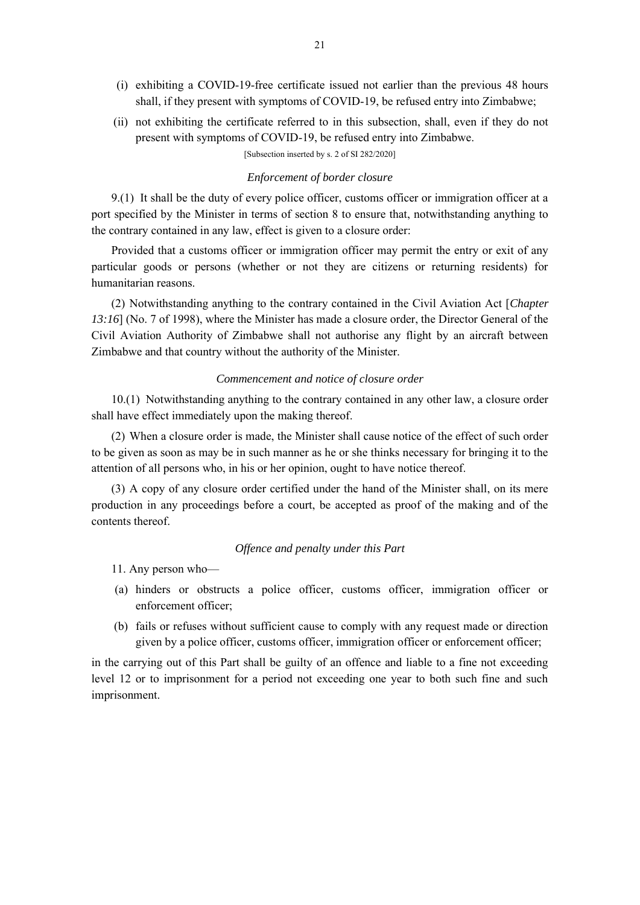(i) exhibiting a COVID-19-free certificate issued not earlier than the previous 48 hours shall, if they present with symptoms of COVID-19, be refused entry into Zimbabwe;

(ii) not exhibiting the certificate referred to in this subsection, shall, even if they do not present with symptoms of COVID-19, be refused entry into Zimbabwe.

[Subsection inserted by s. 2 of SI 282/2020]

*Enforcement of border closure*

9.(1) It shall be the duty of every police officer, customs officer or immigration officer at a port specified by the Minister in terms of section 8 to ensure that, notwithstanding anything to the contrary contained in any law, effect is given to a closure order:

Provided that a customs officer or immigration officer may permit the entry or exit of any particular goods or persons (whether or not they are citizens or returning residents) for humanitarian reasons.

(2) Notwithstanding anything to the contrary contained in the Civil Aviation Act [*Chapter 13:16*] (No. 7 of 1998), where the Minister has made a closure order, the Director General of the Civil Aviation Authority of Zimbabwe shall not authorise any flight by an aircraft between Zimbabwe and that country without the authority of the Minister.

*Commencement and notice of closure order*

10.(1) Notwithstanding anything to the contrary contained in any other law, a closure order shall have effect immediately upon the making thereof.

(2) When a closure order is made, the Minister shall cause notice of the effect of such order to be given as soon as may be in such manner as he or she thinks necessary for bringing it to the attention of all persons who, in his or her opinion, ought to have notice thereof.

(3) A copy of any closure order certified under the hand of the Minister shall, on its mere production in any proceedings before a court, be accepted as proof of the making and of the contents thereof.

*Offence and penalty under this Part*

11. Any person who—

(a) hinders or obstructs a police officer, customs officer, immigration officer or enforcement officer;

(b) fails or refuses without sufficient cause to comply with any request made or direction given by a police officer, customs officer, immigration officer or enforcement officer;

in the carrying out of this Part shall be guilty of an offence and liable to a fine not exceeding level 12 or to imprisonment for a period not exceeding one year to both such fine and such imprisonment.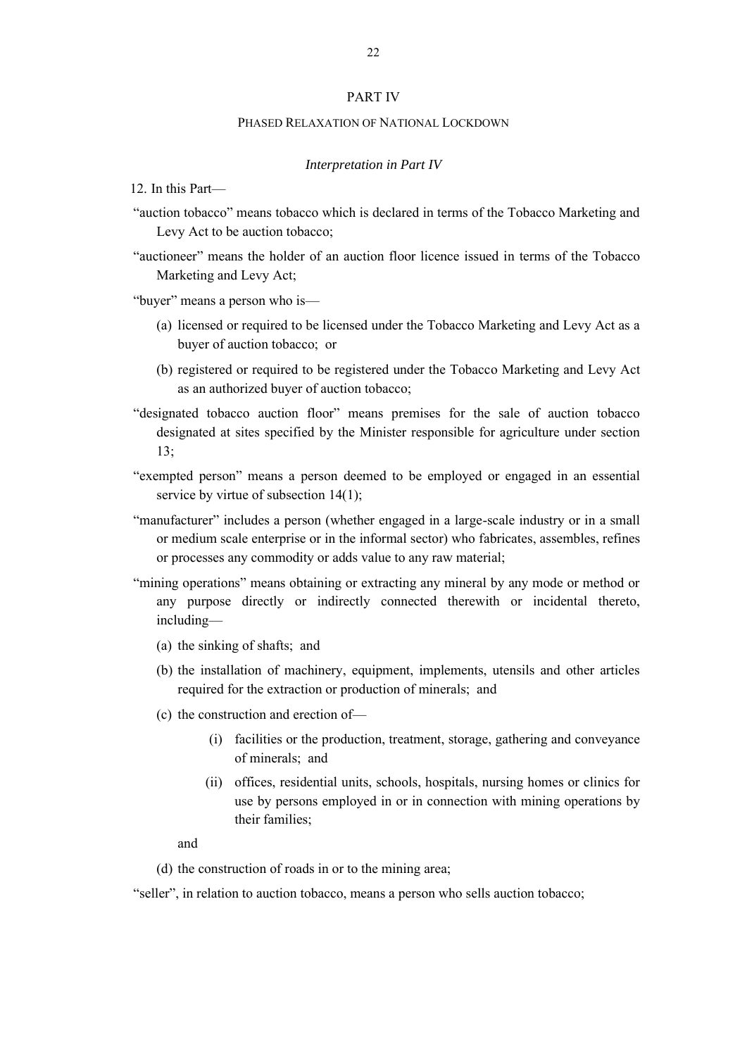## PART IV

### Phased Relaxation of National Lockdown

*Interpretation in Part IV*

12. In this Part—

"auction tobacco" means tobacco which is declared in terms of the Tobacco Marketing and Levy Act to be auction tobacco;

"auctioneer" means the holder of an auction floor licence issued in terms of the Tobacco Marketing and Levy Act;

"buyer" means a person who is—

(a) licensed or required to be licensed under the Tobacco Marketing and Levy Act as a buyer of auction tobacco; or

(b) registered or required to be registered under the Tobacco Marketing and Levy Act as an authorized buyer of auction tobacco;

"designated tobacco auction floor" means premises for the sale of auction tobacco designated at sites specified by the Minister responsible for agriculture under section 13;

"exempted person" means a person deemed to be employed or engaged in an essential service by virtue of subsection 14(1);

"manufacturer" includes a person (whether engaged in a large-scale industry or in a small or medium scale enterprise or in the informal sector) who fabricates, assembles, refines or processes any commodity or adds value to any raw material;

"mining operations" means obtaining or extracting any mineral by any mode or method or any purpose directly or indirectly connected therewith or incidental thereto, including—

(a) the sinking of shafts; and

(b) the installation of machinery, equipment, implements, utensils and other articles required for the extraction or production of minerals; and

(c) the construction and erection of—

(i) facilities or the production, treatment, storage, gathering and conveyance of minerals; and

(ii) offices, residential units, schools, hospitals, nursing homes or clinics for use by persons employed in or in connection with mining operations by their families;

and

(d) the construction of roads in or to the mining area;

"seller", in relation to auction tobacco, means a person who sells auction tobacco;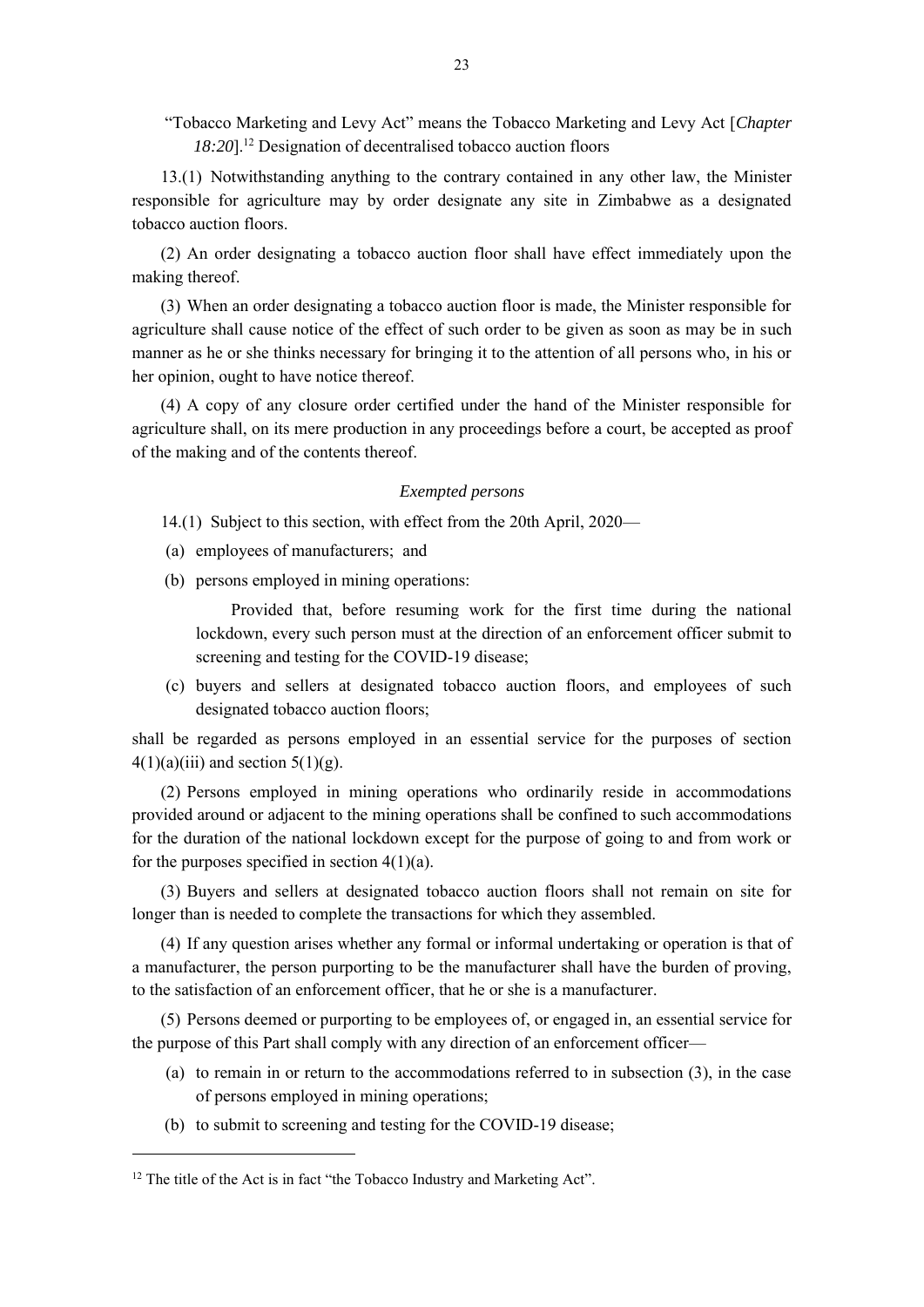"Tobacco Marketing and Levy Act" means the Tobacco Marketing and Levy Act [*Chapter 18:20*].[12] Designation of decentralised tobacco auction floors

13.(1) Notwithstanding anything to the contrary contained in any other law, the Minister responsible for agriculture may by order designate any site in Zimbabwe as a designated tobacco auction floors.

(2) An order designating a tobacco auction floor shall have effect immediately upon the making thereof.

(3) When an order designating a tobacco auction floor is made, the Minister responsible for agriculture shall cause notice of the effect of such order to be given as soon as may be in such manner as he or she thinks necessary for bringing it to the attention of all persons who, in his or her opinion, ought to have notice thereof.

(4) A copy of any closure order certified under the hand of the Minister responsible for agriculture shall, on its mere production in any proceedings before a court, be accepted as proof of the making and of the contents thereof.

*Exempted persons*

14.(1) Subject to this section, with effect from the 20th April, 2020—

(a) employees of manufacturers; and

(b) persons employed in mining operations:

Provided that, before resuming work for the first time during the national lockdown, every such person must at the direction of an enforcement officer submit to screening and testing for the COVID-19 disease;

(c) buyers and sellers at designated tobacco auction floors, and employees of such designated tobacco auction floors;

shall be regarded as persons employed in an essential service for the purposes of section 4(1)(a)(iii) and section 5(1)(g).

(2) Persons employed in mining operations who ordinarily reside in accommodations provided around or adjacent to the mining operations shall be confined to such accommodations for the duration of the national lockdown except for the purpose of going to and from work or for the purposes specified in section 4(1)(a).

(3) Buyers and sellers at designated tobacco auction floors shall not remain on site for longer than is needed to complete the transactions for which they assembled.

(4) If any question arises whether any formal or informal undertaking or operation is that of a manufacturer, the person purporting to be the manufacturer shall have the burden of proving, to the satisfaction of an enforcement officer, that he or she is a manufacturer.

(5) Persons deemed or purporting to be employees of, or engaged in, an essential service for the purpose of this Part shall comply with any direction of an enforcement officer—

(a) to remain in or return to the accommodations referred to in subsection (3), in the case of persons employed in mining operations;

(b) to submit to screening and testing for the COVID-19 disease;

---

[12] The title of the Act is in fact "the Tobacco Industry and Marketing Act".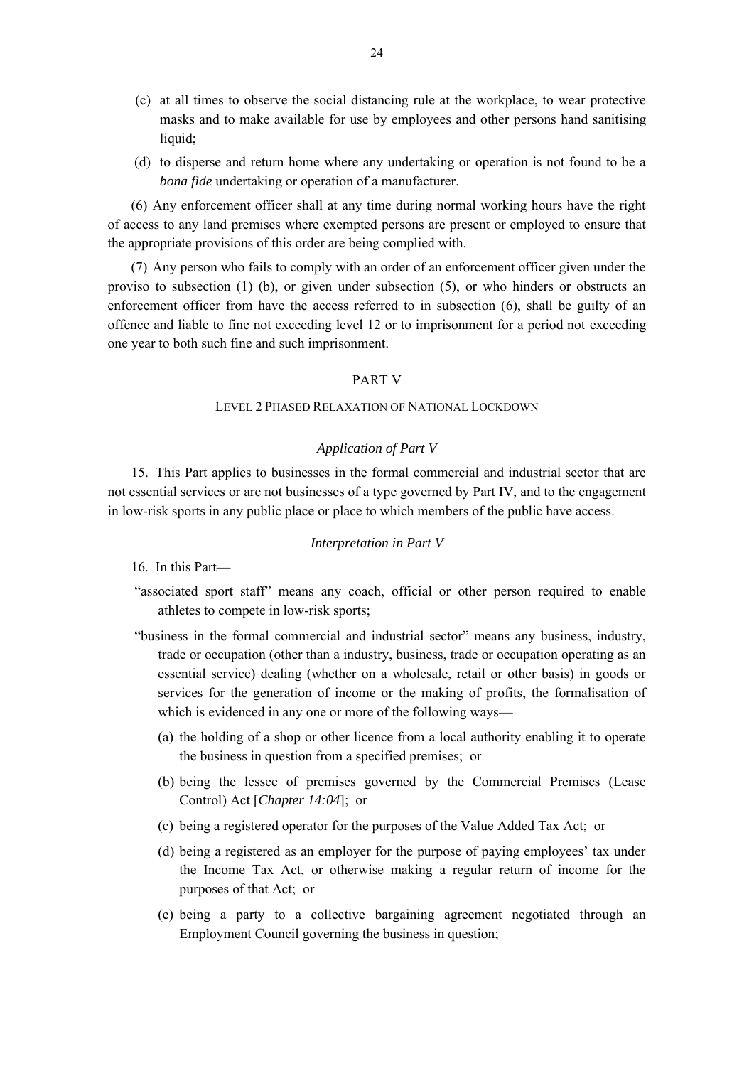(c) at all times to observe the social distancing rule at the workplace, to wear protective masks and to make available for use by employees and other persons hand sanitising liquid;

(d) to disperse and return home where any undertaking or operation is not found to be a *bona fide* undertaking or operation of a manufacturer.

(6) Any enforcement officer shall at any time during normal working hours have the right of access to any land premises where exempted persons are present or employed to ensure that the appropriate provisions of this order are being complied with.

(7) Any person who fails to comply with an order of an enforcement officer given under the proviso to subsection (1) (b), or given under subsection (5), or who hinders or obstructs an enforcement officer from have the access referred to in subsection (6), shall be guilty of an offence and liable to fine not exceeding level 12 or to imprisonment for a period not exceeding one year to both such fine and such imprisonment.

## PART V

### LEVEL 2 PHASED RELAXATION OF NATIONAL LOCKDOWN

*Application of Part V*

15. This Part applies to businesses in the formal commercial and industrial sector that are not essential services or are not businesses of a type governed by Part IV, and to the engagement in low-risk sports in any public place or place to which members of the public have access.

*Interpretation in Part V*

16. In this Part—

"associated sport staff" means any coach, official or other person required to enable athletes to compete in low-risk sports;

"business in the formal commercial and industrial sector" means any business, industry, trade or occupation (other than a industry, business, trade or occupation operating as an essential service) dealing (whether on a wholesale, retail or other basis) in goods or services for the generation of income or the making of profits, the formalisation of which is evidenced in any one or more of the following ways—

(a) the holding of a shop or other licence from a local authority enabling it to operate the business in question from a specified premises; or

(b) being the lessee of premises governed by the Commercial Premises (Lease Control) Act [*Chapter 14:04*]; or

(c) being a registered operator for the purposes of the Value Added Tax Act; or

(d) being a registered as an employer for the purpose of paying employees' tax under the Income Tax Act, or otherwise making a regular return of income for the purposes of that Act; or

(e) being a party to a collective bargaining agreement negotiated through an Employment Council governing the business in question;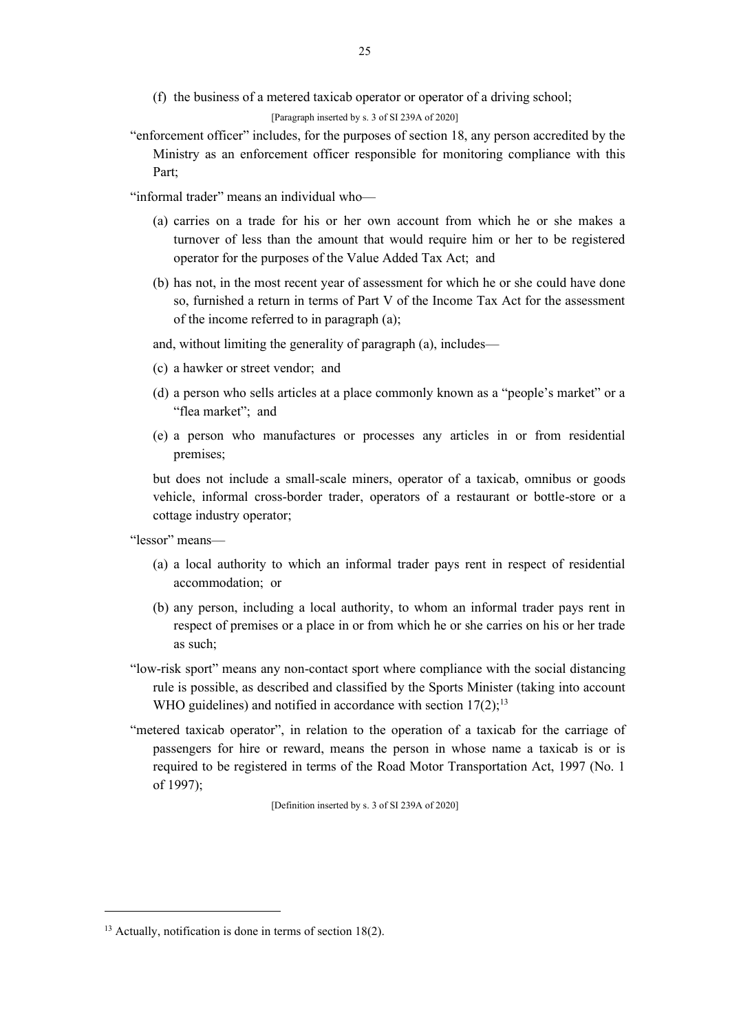(f) the business of a metered taxicab operator or operator of a driving school;

[Paragraph inserted by s. 3 of SI 239A of 2020]

"enforcement officer" includes, for the purposes of section 18, any person accredited by the Ministry as an enforcement officer responsible for monitoring compliance with this Part;

"informal trader" means an individual who—

(a) carries on a trade for his or her own account from which he or she makes a turnover of less than the amount that would require him or her to be registered operator for the purposes of the Value Added Tax Act; and

(b) has not, in the most recent year of assessment for which he or she could have done so, furnished a return in terms of Part V of the Income Tax Act for the assessment of the income referred to in paragraph (a);

and, without limiting the generality of paragraph (a), includes—

(c) a hawker or street vendor; and

(d) a person who sells articles at a place commonly known as a "people's market" or a "flea market"; and

(e) a person who manufactures or processes any articles in or from residential premises;

but does not include a small-scale miners, operator of a taxicab, omnibus or goods vehicle, informal cross-border trader, operators of a restaurant or bottle-store or a cottage industry operator;

"lessor" means—

(a) a local authority to which an informal trader pays rent in respect of residential accommodation; or

(b) any person, including a local authority, to whom an informal trader pays rent in respect of premises or a place in or from which he or she carries on his or her trade as such;

"low-risk sport" means any non-contact sport where compliance with the social distancing rule is possible, as described and classified by the Sports Minister (taking into account WHO guidelines) and notified in accordance with section 17(2);[13]

"metered taxicab operator", in relation to the operation of a taxicab for the carriage of passengers for hire or reward, means the person in whose name a taxicab is or is required to be registered in terms of the Road Motor Transportation Act, 1997 (No. 1 of 1997);

[Definition inserted by s. 3 of SI 239A of 2020]

[13] Actually, notification is done in terms of section 18(2).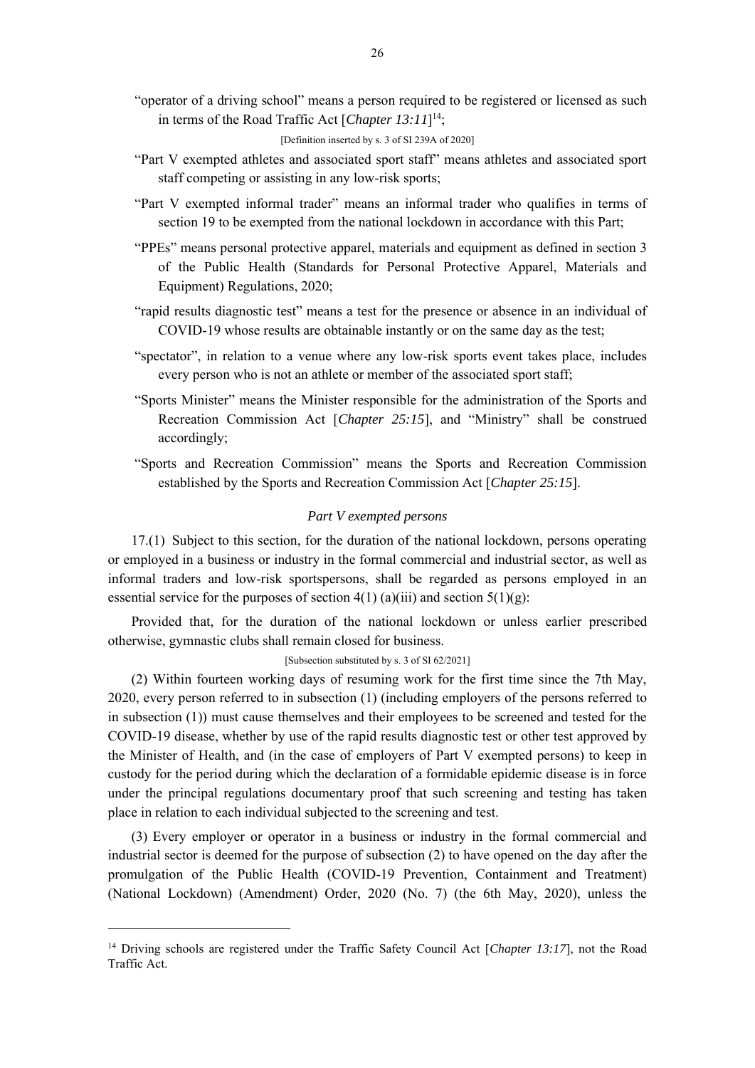"operator of a driving school" means a person required to be registered or licensed as such in terms of the Road Traffic Act [*Chapter 13:11*][14];

[Definition inserted by s. 3 of SI 239A of 2020]

"Part V exempted athletes and associated sport staff" means athletes and associated sport staff competing or assisting in any low-risk sports;

"Part V exempted informal trader" means an informal trader who qualifies in terms of section 19 to be exempted from the national lockdown in accordance with this Part;

"PPEs" means personal protective apparel, materials and equipment as defined in section 3 of the Public Health (Standards for Personal Protective Apparel, Materials and Equipment) Regulations, 2020;

"rapid results diagnostic test" means a test for the presence or absence in an individual of COVID-19 whose results are obtainable instantly or on the same day as the test;

"spectator", in relation to a venue where any low-risk sports event takes place, includes every person who is not an athlete or member of the associated sport staff;

"Sports Minister" means the Minister responsible for the administration of the Sports and Recreation Commission Act [*Chapter 25:15*], and "Ministry" shall be construed accordingly;

"Sports and Recreation Commission" means the Sports and Recreation Commission established by the Sports and Recreation Commission Act [*Chapter 25:15*].

*Part V exempted persons*

17.(1) Subject to this section, for the duration of the national lockdown, persons operating or employed in a business or industry in the formal commercial and industrial sector, as well as informal traders and low-risk sportspersons, shall be regarded as persons employed in an essential service for the purposes of section 4(1) (a)(iii) and section 5(1)(g):

Provided that, for the duration of the national lockdown or unless earlier prescribed otherwise, gymnastic clubs shall remain closed for business.

[Subsection substituted by s. 3 of SI 62/2021]

(2) Within fourteen working days of resuming work for the first time since the 7th May, 2020, every person referred to in subsection (1) (including employers of the persons referred to in subsection (1)) must cause themselves and their employees to be screened and tested for the COVID-19 disease, whether by use of the rapid results diagnostic test or other test approved by the Minister of Health, and (in the case of employers of Part V exempted persons) to keep in custody for the period during which the declaration of a formidable epidemic disease is in force under the principal regulations documentary proof that such screening and testing has taken place in relation to each individual subjected to the screening and test.

(3) Every employer or operator in a business or industry in the formal commercial and industrial sector is deemed for the purpose of subsection (2) to have opened on the day after the promulgation of the Public Health (COVID-19 Prevention, Containment and Treatment) (National Lockdown) (Amendment) Order, 2020 (No. 7) (the 6th May, 2020), unless the

---

[14] Driving schools are registered under the Traffic Safety Council Act [*Chapter 13:17*], not the Road Traffic Act.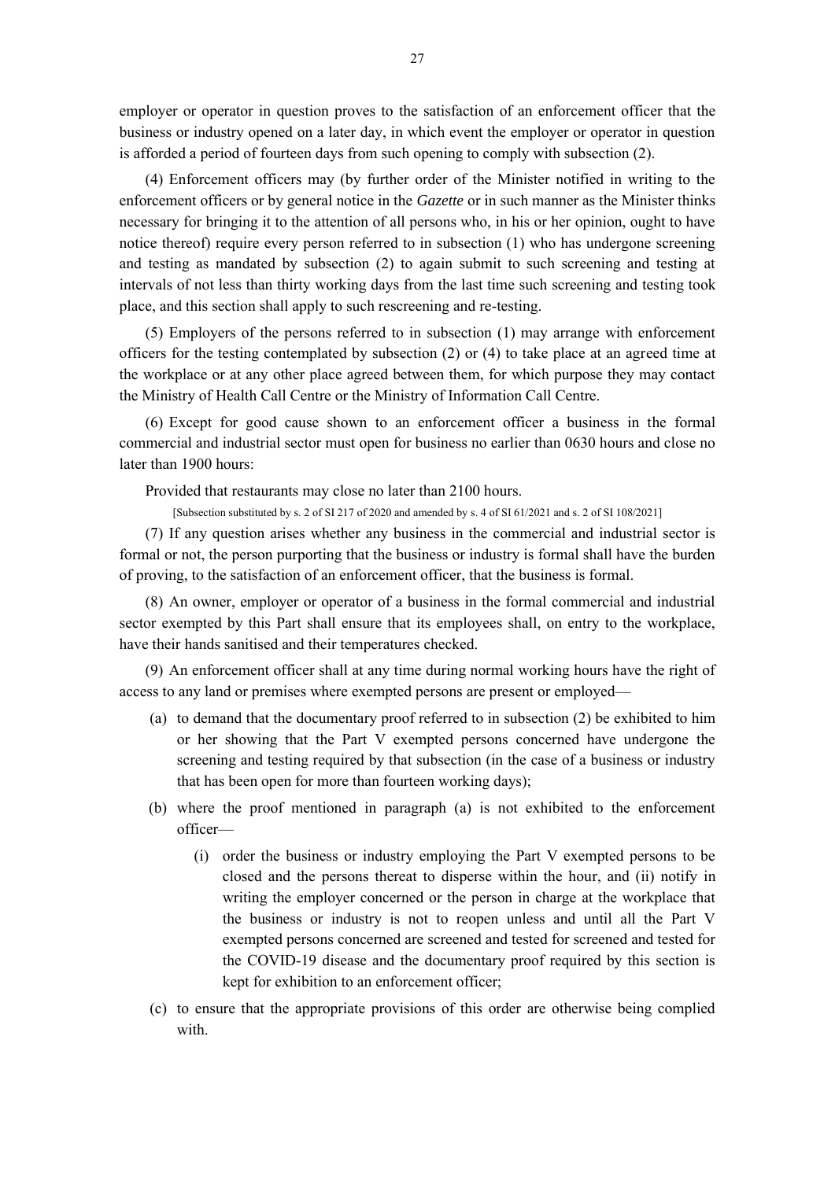employer or operator in question proves to the satisfaction of an enforcement officer that the business or industry opened on a later day, in which event the employer or operator in question is afforded a period of fourteen days from such opening to comply with subsection (2).

(4) Enforcement officers may (by further order of the Minister notified in writing to the enforcement officers or by general notice in the *Gazette* or in such manner as the Minister thinks necessary for bringing it to the attention of all persons who, in his or her opinion, ought to have notice thereof) require every person referred to in subsection (1) who has undergone screening and testing as mandated by subsection (2) to again submit to such screening and testing at intervals of not less than thirty working days from the last time such screening and testing took place, and this section shall apply to such rescreening and re-testing.

(5) Employers of the persons referred to in subsection (1) may arrange with enforcement officers for the testing contemplated by subsection (2) or (4) to take place at an agreed time at the workplace or at any other place agreed between them, for which purpose they may contact the Ministry of Health Call Centre or the Ministry of Information Call Centre.

(6) Except for good cause shown to an enforcement officer a business in the formal commercial and industrial sector must open for business no earlier than 0630 hours and close no later than 1900 hours:

Provided that restaurants may close no later than 2100 hours.

[Subsection substituted by s. 2 of SI 217 of 2020 and amended by s. 4 of SI 61/2021 and s. 2 of SI 108/2021]

(7) If any question arises whether any business in the commercial and industrial sector is formal or not, the person purporting that the business or industry is formal shall have the burden of proving, to the satisfaction of an enforcement officer, that the business is formal.

(8) An owner, employer or operator of a business in the formal commercial and industrial sector exempted by this Part shall ensure that its employees shall, on entry to the workplace, have their hands sanitised and their temperatures checked.

(9) An enforcement officer shall at any time during normal working hours have the right of access to any land or premises where exempted persons are present or employed—

(a) to demand that the documentary proof referred to in subsection (2) be exhibited to him or her showing that the Part V exempted persons concerned have undergone the screening and testing required by that subsection (in the case of a business or industry that has been open for more than fourteen working days);

(b) where the proof mentioned in paragraph (a) is not exhibited to the enforcement officer—

(i) order the business or industry employing the Part V exempted persons to be closed and the persons thereat to disperse within the hour, and (ii) notify in writing the employer concerned or the person in charge at the workplace that the business or industry is not to reopen unless and until all the Part V exempted persons concerned are screened and tested for screened and tested for the COVID-19 disease and the documentary proof required by this section is kept for exhibition to an enforcement officer;

(c) to ensure that the appropriate provisions of this order are otherwise being complied with.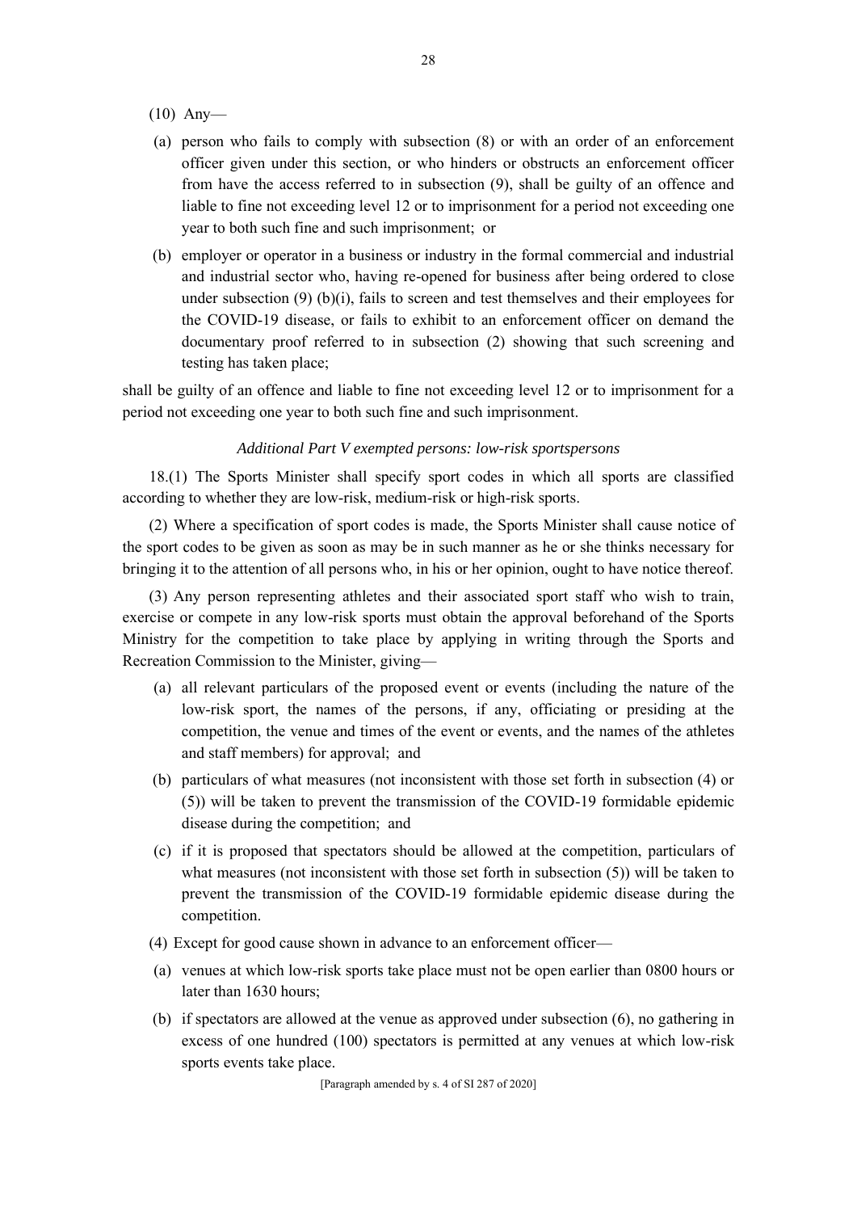(10) Any—

(a) person who fails to comply with subsection (8) or with an order of an enforcement officer given under this section, or who hinders or obstructs an enforcement officer from have the access referred to in subsection (9), shall be guilty of an offence and liable to fine not exceeding level 12 or to imprisonment for a period not exceeding one year to both such fine and such imprisonment; or

(b) employer or operator in a business or industry in the formal commercial and industrial and industrial sector who, having re-opened for business after being ordered to close under subsection (9) (b)(i), fails to screen and test themselves and their employees for the COVID-19 disease, or fails to exhibit to an enforcement officer on demand the documentary proof referred to in subsection (2) showing that such screening and testing has taken place;

shall be guilty of an offence and liable to fine not exceeding level 12 or to imprisonment for a period not exceeding one year to both such fine and such imprisonment.

*Additional Part V exempted persons: low-risk sportspersons*

18.(1) The Sports Minister shall specify sport codes in which all sports are classified according to whether they are low-risk, medium-risk or high-risk sports.

(2) Where a specification of sport codes is made, the Sports Minister shall cause notice of the sport codes to be given as soon as may be in such manner as he or she thinks necessary for bringing it to the attention of all persons who, in his or her opinion, ought to have notice thereof.

(3) Any person representing athletes and their associated sport staff who wish to train, exercise or compete in any low-risk sports must obtain the approval beforehand of the Sports Ministry for the competition to take place by applying in writing through the Sports and Recreation Commission to the Minister, giving—

(a) all relevant particulars of the proposed event or events (including the nature of the low-risk sport, the names of the persons, if any, officiating or presiding at the competition, the venue and times of the event or events, and the names of the athletes and staff members) for approval; and

(b) particulars of what measures (not inconsistent with those set forth in subsection (4) or (5)) will be taken to prevent the transmission of the COVID-19 formidable epidemic disease during the competition; and

(c) if it is proposed that spectators should be allowed at the competition, particulars of what measures (not inconsistent with those set forth in subsection (5)) will be taken to prevent the transmission of the COVID-19 formidable epidemic disease during the competition.

(4) Except for good cause shown in advance to an enforcement officer—

(a) venues at which low-risk sports take place must not be open earlier than 0800 hours or later than 1630 hours;

(b) if spectators are allowed at the venue as approved under subsection (6), no gathering in excess of one hundred (100) spectators is permitted at any venues at which low-risk sports events take place.

[Paragraph amended by s. 4 of SI 287 of 2020]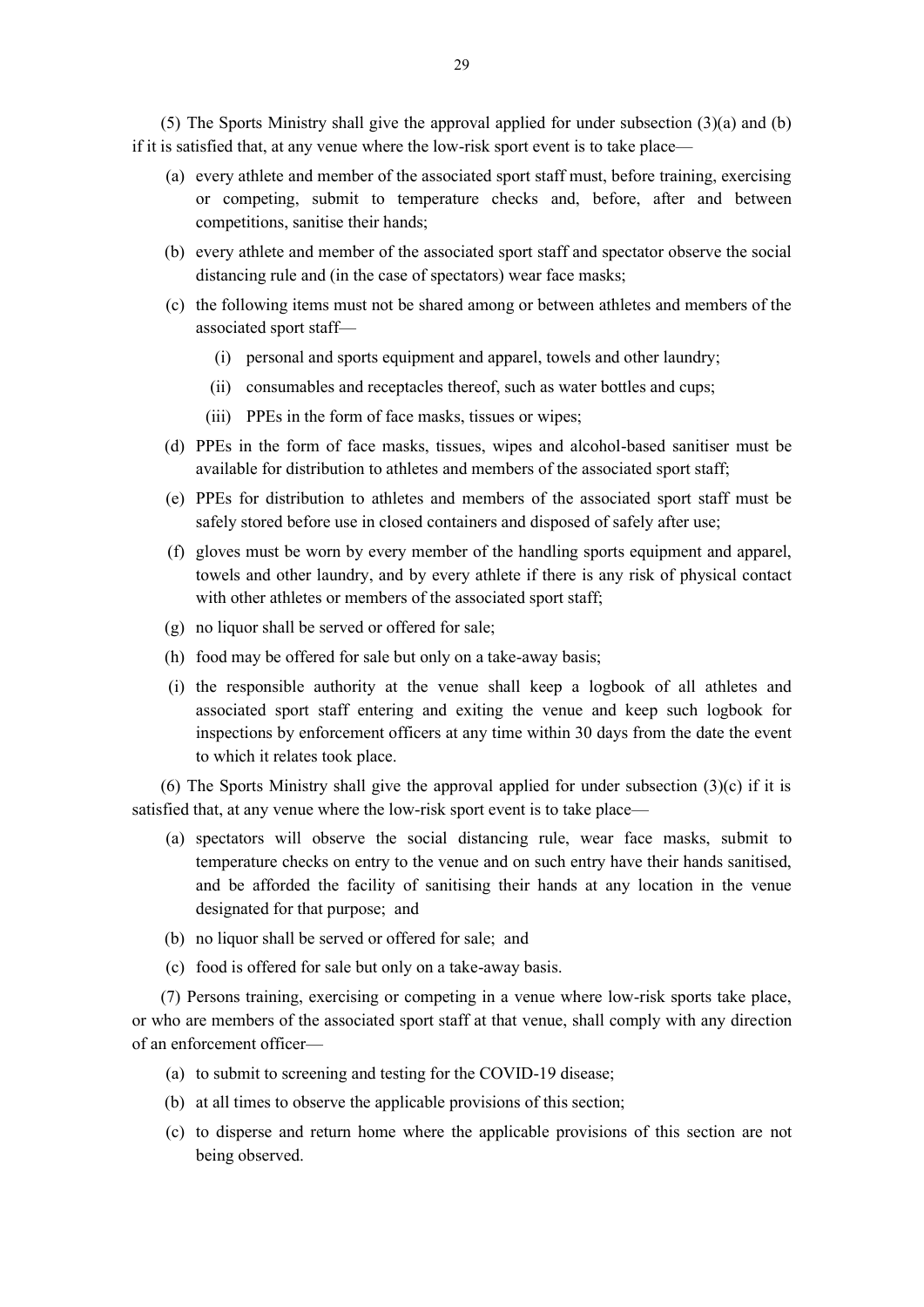(5) The Sports Ministry shall give the approval applied for under subsection (3)(a) and (b) if it is satisfied that, at any venue where the low-risk sport event is to take place—

- (a) every athlete and member of the associated sport staff must, before training, exercising or competing, submit to temperature checks and, before, after and between competitions, sanitise their hands;
- (b) every athlete and member of the associated sport staff and spectator observe the social distancing rule and (in the case of spectators) wear face masks;
- (c) the following items must not be shared among or between athletes and members of the associated sport staff—
  - (i) personal and sports equipment and apparel, towels and other laundry;
  - (ii) consumables and receptacles thereof, such as water bottles and cups;
  - (iii) PPEs in the form of face masks, tissues or wipes;
- (d) PPEs in the form of face masks, tissues, wipes and alcohol-based sanitiser must be available for distribution to athletes and members of the associated sport staff;
- (e) PPEs for distribution to athletes and members of the associated sport staff must be safely stored before use in closed containers and disposed of safely after use;
- (f) gloves must be worn by every member of the handling sports equipment and apparel, towels and other laundry, and by every athlete if there is any risk of physical contact with other athletes or members of the associated sport staff;
- (g) no liquor shall be served or offered for sale;
- (h) food may be offered for sale but only on a take-away basis;
- (i) the responsible authority at the venue shall keep a logbook of all athletes and associated sport staff entering and exiting the venue and keep such logbook for inspections by enforcement officers at any time within 30 days from the date the event to which it relates took place.

(6) The Sports Ministry shall give the approval applied for under subsection (3)(c) if it is satisfied that, at any venue where the low-risk sport event is to take place—

- (a) spectators will observe the social distancing rule, wear face masks, submit to temperature checks on entry to the venue and on such entry have their hands sanitised, and be afforded the facility of sanitising their hands at any location in the venue designated for that purpose; and
- (b) no liquor shall be served or offered for sale; and
- (c) food is offered for sale but only on a take-away basis.

(7) Persons training, exercising or competing in a venue where low-risk sports take place, or who are members of the associated sport staff at that venue, shall comply with any direction of an enforcement officer—

- (a) to submit to screening and testing for the COVID-19 disease;
- (b) at all times to observe the applicable provisions of this section;
- (c) to disperse and return home where the applicable provisions of this section are not being observed.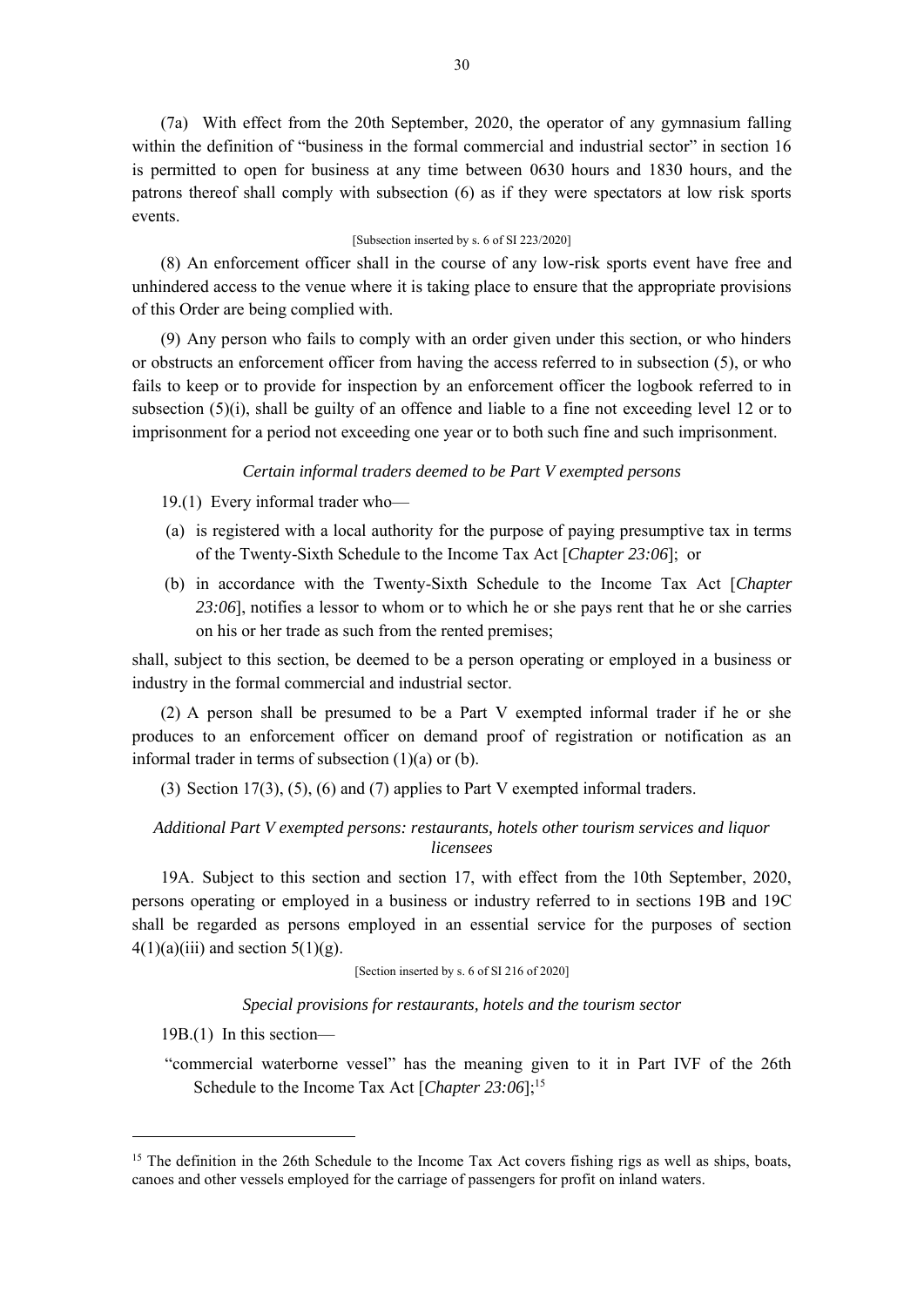(7a) With effect from the 20th September, 2020, the operator of any gymnasium falling within the definition of "business in the formal commercial and industrial sector" in section 16 is permitted to open for business at any time between 0630 hours and 1830 hours, and the patrons thereof shall comply with subsection (6) as if they were spectators at low risk sports events.

[Subsection inserted by s. 6 of SI 223/2020]

(8) An enforcement officer shall in the course of any low-risk sports event have free and unhindered access to the venue where it is taking place to ensure that the appropriate provisions of this Order are being complied with.

(9) Any person who fails to comply with an order given under this section, or who hinders or obstructs an enforcement officer from having the access referred to in subsection (5), or who fails to keep or to provide for inspection by an enforcement officer the logbook referred to in subsection (5)(i), shall be guilty of an offence and liable to a fine not exceeding level 12 or to imprisonment for a period not exceeding one year or to both such fine and such imprisonment.

*Certain informal traders deemed to be Part V exempted persons*

19.(1) Every informal trader who—

(a) is registered with a local authority for the purpose of paying presumptive tax in terms of the Twenty-Sixth Schedule to the Income Tax Act [*Chapter 23:06*]; or

(b) in accordance with the Twenty-Sixth Schedule to the Income Tax Act [*Chapter 23:06*], notifies a lessor to whom or to which he or she pays rent that he or she carries on his or her trade as such from the rented premises;

shall, subject to this section, be deemed to be a person operating or employed in a business or industry in the formal commercial and industrial sector.

(2) A person shall be presumed to be a Part V exempted informal trader if he or she produces to an enforcement officer on demand proof of registration or notification as an informal trader in terms of subsection (1)(a) or (b).

(3) Section 17(3), (5), (6) and (7) applies to Part V exempted informal traders.

*Additional Part V exempted persons: restaurants, hotels other tourism services and liquor licensees*

19A. Subject to this section and section 17, with effect from the 10th September, 2020, persons operating or employed in a business or industry referred to in sections 19B and 19C shall be regarded as persons employed in an essential service for the purposes of section 4(1)(a)(iii) and section 5(1)(g).

[Section inserted by s. 6 of SI 216 of 2020]

*Special provisions for restaurants, hotels and the tourism sector*

19B.(1) In this section—

"commercial waterborne vessel" has the meaning given to it in Part IVF of the 26th Schedule to the Income Tax Act [*Chapter 23:06*];[15]

---

[15] The definition in the 26th Schedule to the Income Tax Act covers fishing rigs as well as ships, boats, canoes and other vessels employed for the carriage of passengers for profit on inland waters.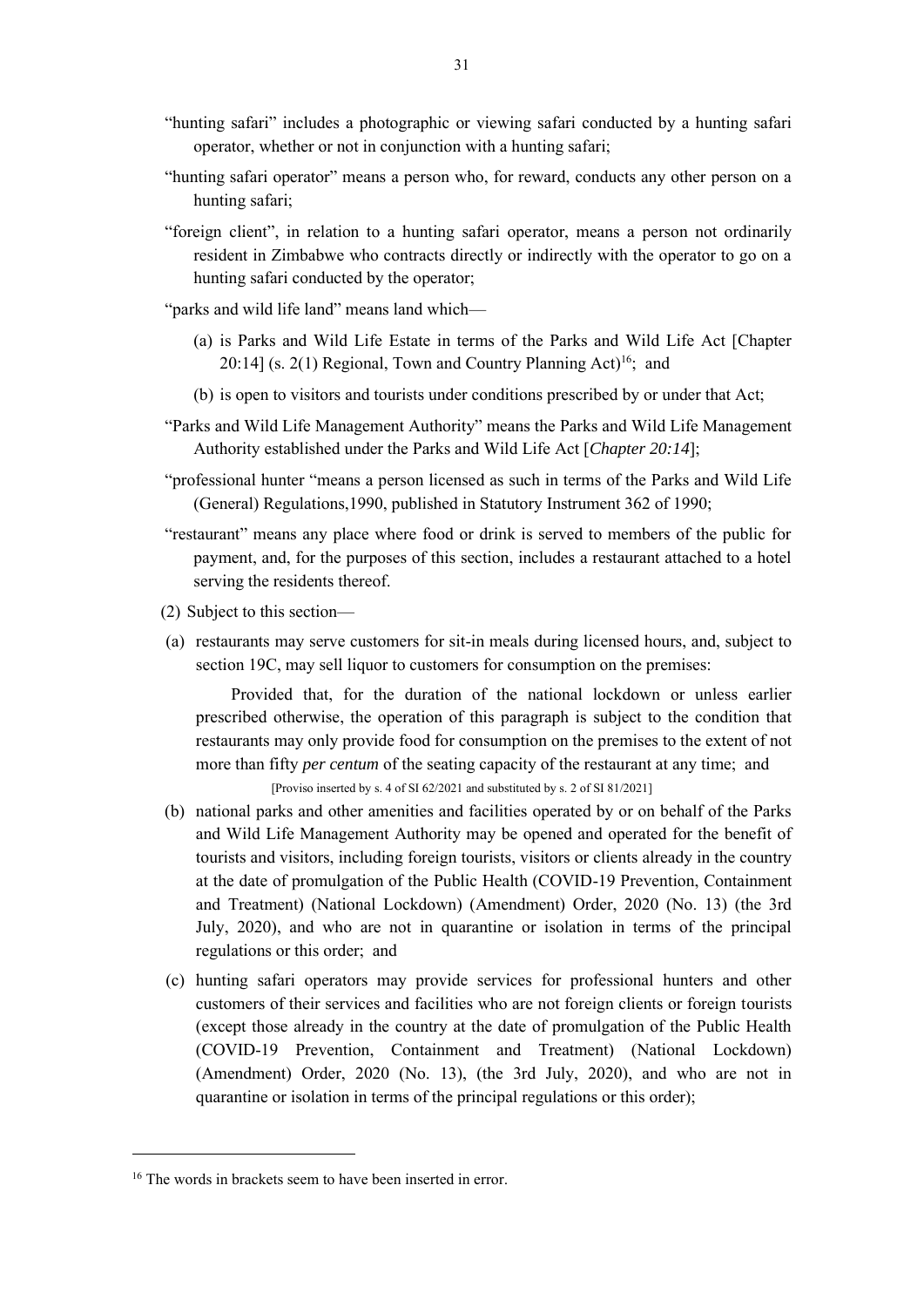"hunting safari" includes a photographic or viewing safari conducted by a hunting safari operator, whether or not in conjunction with a hunting safari;

"hunting safari operator" means a person who, for reward, conducts any other person on a hunting safari;

"foreign client", in relation to a hunting safari operator, means a person not ordinarily resident in Zimbabwe who contracts directly or indirectly with the operator to go on a hunting safari conducted by the operator;

"parks and wild life land" means land which—

(a) is Parks and Wild Life Estate in terms of the Parks and Wild Life Act [Chapter 20:14] (s. 2(1) Regional, Town and Country Planning Act)[16]; and

(b) is open to visitors and tourists under conditions prescribed by or under that Act;

"Parks and Wild Life Management Authority" means the Parks and Wild Life Management Authority established under the Parks and Wild Life Act [*Chapter 20:14*];

"professional hunter "means a person licensed as such in terms of the Parks and Wild Life (General) Regulations,1990, published in Statutory Instrument 362 of 1990;

"restaurant" means any place where food or drink is served to members of the public for payment, and, for the purposes of this section, includes a restaurant attached to a hotel serving the residents thereof.

(2) Subject to this section—

(a) restaurants may serve customers for sit-in meals during licensed hours, and, subject to section 19C, may sell liquor to customers for consumption on the premises:

Provided that, for the duration of the national lockdown or unless earlier prescribed otherwise, the operation of this paragraph is subject to the condition that restaurants may only provide food for consumption on the premises to the extent of not more than fifty *per centum* of the seating capacity of the restaurant at any time; and

[Proviso inserted by s. 4 of SI 62/2021 and substituted by s. 2 of SI 81/2021]

(b) national parks and other amenities and facilities operated by or on behalf of the Parks and Wild Life Management Authority may be opened and operated for the benefit of tourists and visitors, including foreign tourists, visitors or clients already in the country at the date of promulgation of the Public Health (COVID-19 Prevention, Containment and Treatment) (National Lockdown) (Amendment) Order, 2020 (No. 13) (the 3rd July, 2020), and who are not in quarantine or isolation in terms of the principal regulations or this order; and

(c) hunting safari operators may provide services for professional hunters and other customers of their services and facilities who are not foreign clients or foreign tourists (except those already in the country at the date of promulgation of the Public Health (COVID-19 Prevention, Containment and Treatment) (National Lockdown) (Amendment) Order, 2020 (No. 13), (the 3rd July, 2020), and who are not in quarantine or isolation in terms of the principal regulations or this order);

---

[16] The words in brackets seem to have been inserted in error.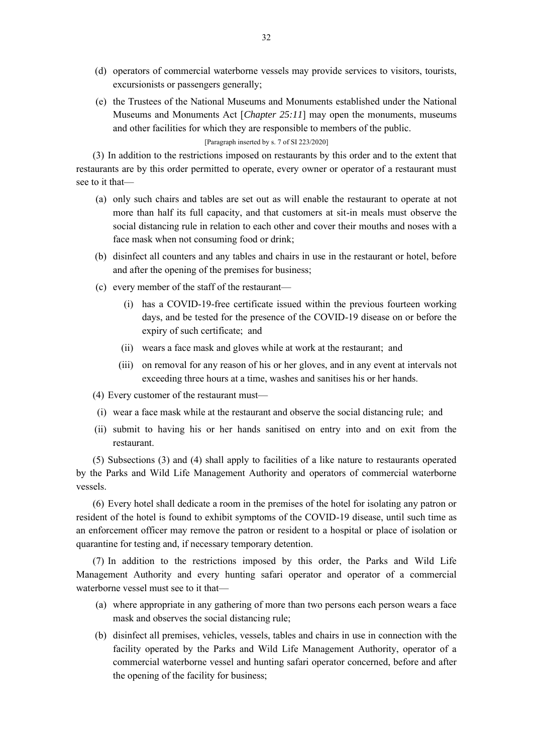(d) operators of commercial waterborne vessels may provide services to visitors, tourists, excursionists or passengers generally;

(e) the Trustees of the National Museums and Monuments established under the National Museums and Monuments Act [*Chapter 25:11*] may open the monuments, museums and other facilities for which they are responsible to members of the public.

[Paragraph inserted by s. 7 of SI 223/2020]

(3) In addition to the restrictions imposed on restaurants by this order and to the extent that restaurants are by this order permitted to operate, every owner or operator of a restaurant must see to it that—

(a) only such chairs and tables are set out as will enable the restaurant to operate at not more than half its full capacity, and that customers at sit-in meals must observe the social distancing rule in relation to each other and cover their mouths and noses with a face mask when not consuming food or drink;

(b) disinfect all counters and any tables and chairs in use in the restaurant or hotel, before and after the opening of the premises for business;

(c) every member of the staff of the restaurant—

(i) has a COVID-19-free certificate issued within the previous fourteen working days, and be tested for the presence of the COVID-19 disease on or before the expiry of such certificate; and

(ii) wears a face mask and gloves while at work at the restaurant; and

(iii) on removal for any reason of his or her gloves, and in any event at intervals not exceeding three hours at a time, washes and sanitises his or her hands.

(4) Every customer of the restaurant must—

(i) wear a face mask while at the restaurant and observe the social distancing rule; and

(ii) submit to having his or her hands sanitised on entry into and on exit from the restaurant.

(5) Subsections (3) and (4) shall apply to facilities of a like nature to restaurants operated by the Parks and Wild Life Management Authority and operators of commercial waterborne vessels.

(6) Every hotel shall dedicate a room in the premises of the hotel for isolating any patron or resident of the hotel is found to exhibit symptoms of the COVID-19 disease, until such time as an enforcement officer may remove the patron or resident to a hospital or place of isolation or quarantine for testing and, if necessary temporary detention.

(7) In addition to the restrictions imposed by this order, the Parks and Wild Life Management Authority and every hunting safari operator and operator of a commercial waterborne vessel must see to it that—

(a) where appropriate in any gathering of more than two persons each person wears a face mask and observes the social distancing rule;

(b) disinfect all premises, vehicles, vessels, tables and chairs in use in connection with the facility operated by the Parks and Wild Life Management Authority, operator of a commercial waterborne vessel and hunting safari operator concerned, before and after the opening of the facility for business;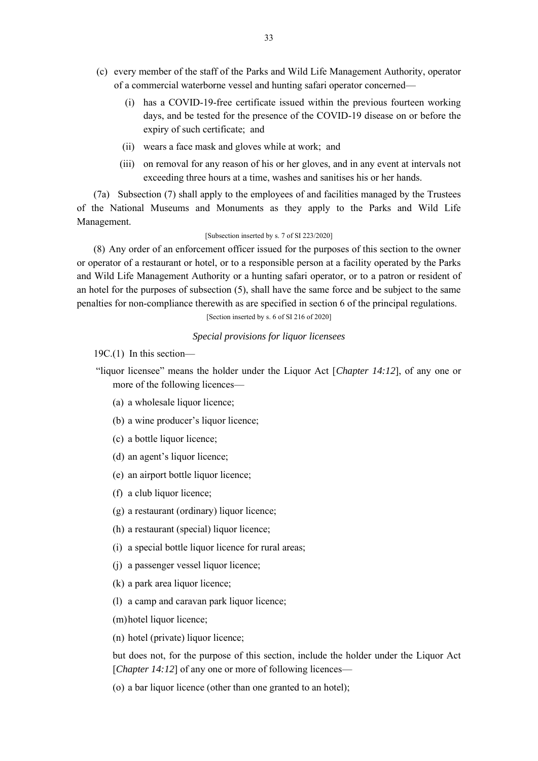(c) every member of the staff of the Parks and Wild Life Management Authority, operator of a commercial waterborne vessel and hunting safari operator concerned—

  (i) has a COVID-19-free certificate issued within the previous fourteen working days, and be tested for the presence of the COVID-19 disease on or before the expiry of such certificate; and

  (ii) wears a face mask and gloves while at work; and

  (iii) on removal for any reason of his or her gloves, and in any event at intervals not exceeding three hours at a time, washes and sanitises his or her hands.

(7a) Subsection (7) shall apply to the employees of and facilities managed by the Trustees of the National Museums and Monuments as they apply to the Parks and Wild Life Management.

[Subsection inserted by s. 7 of SI 223/2020]

(8) Any order of an enforcement officer issued for the purposes of this section to the owner or operator of a restaurant or hotel, or to a responsible person at a facility operated by the Parks and Wild Life Management Authority or a hunting safari operator, or to a patron or resident of an hotel for the purposes of subsection (5), shall have the same force and be subject to the same penalties for non-compliance therewith as are specified in section 6 of the principal regulations.

[Section inserted by s. 6 of SI 216 of 2020]

*Special provisions for liquor licensees*

19C.(1) In this section—

"liquor licensee" means the holder under the Liquor Act [*Chapter 14:12*], of any one or more of the following licences—

(a) a wholesale liquor licence;

(b) a wine producer's liquor licence;

(c) a bottle liquor licence;

(d) an agent's liquor licence;

(e) an airport bottle liquor licence;

(f) a club liquor licence;

(g) a restaurant (ordinary) liquor licence;

(h) a restaurant (special) liquor licence;

(i) a special bottle liquor licence for rural areas;

(j) a passenger vessel liquor licence;

(k) a park area liquor licence;

(l) a camp and caravan park liquor licence;

(m) hotel liquor licence;

(n) hotel (private) liquor licence;

but does not, for the purpose of this section, include the holder under the Liquor Act [*Chapter 14:12*] of any one or more of following licences—

(o) a bar liquor licence (other than one granted to an hotel);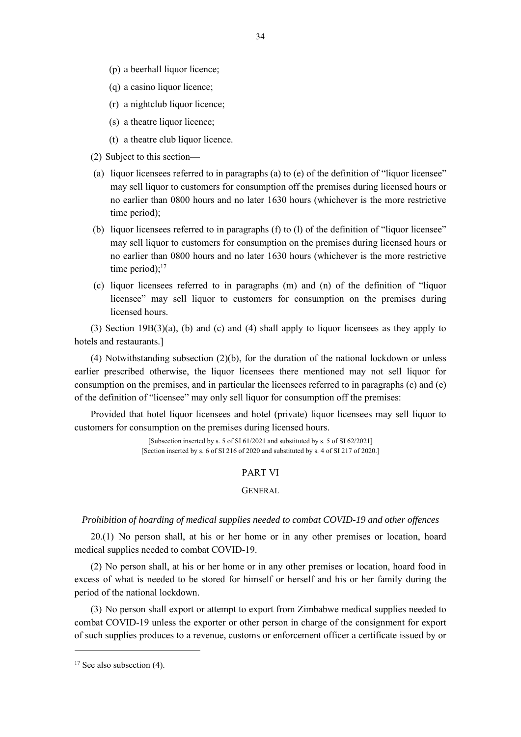(p) a beerhall liquor licence;

(q) a casino liquor licence;

(r) a nightclub liquor licence;

(s) a theatre liquor licence;

(t) a theatre club liquor licence.

(2) Subject to this section—

(a) liquor licensees referred to in paragraphs (a) to (e) of the definition of "liquor licensee" may sell liquor to customers for consumption off the premises during licensed hours or no earlier than 0800 hours and no later 1630 hours (whichever is the more restrictive time period);

(b) liquor licensees referred to in paragraphs (f) to (l) of the definition of "liquor licensee" may sell liquor to customers for consumption on the premises during licensed hours or no earlier than 0800 hours and no later 1630 hours (whichever is the more restrictive time period);[17]

(c) liquor licensees referred to in paragraphs (m) and (n) of the definition of "liquor licensee" may sell liquor to customers for consumption on the premises during licensed hours.

(3) Section 19B(3)(a), (b) and (c) and (4) shall apply to liquor licensees as they apply to hotels and restaurants.]

(4) Notwithstanding subsection (2)(b), for the duration of the national lockdown or unless earlier prescribed otherwise, the liquor licensees there mentioned may not sell liquor for consumption on the premises, and in particular the licensees referred to in paragraphs (c) and (e) of the definition of "licensee" may only sell liquor for consumption off the premises:

Provided that hotel liquor licensees and hotel (private) liquor licensees may sell liquor to customers for consumption on the premises during licensed hours.

[Subsection inserted by s. 5 of SI 61/2021 and substituted by s. 5 of SI 62/2021]
[Section inserted by s. 6 of SI 216 of 2020 and substituted by s. 4 of SI 217 of 2020.]

## PART VI

### GENERAL

*Prohibition of hoarding of medical supplies needed to combat COVID-19 and other offences*

20.(1) No person shall, at his or her home or in any other premises or location, hoard medical supplies needed to combat COVID-19.

(2) No person shall, at his or her home or in any other premises or location, hoard food in excess of what is needed to be stored for himself or herself and his or her family during the period of the national lockdown.

(3) No person shall export or attempt to export from Zimbabwe medical supplies needed to combat COVID-19 unless the exporter or other person in charge of the consignment for export of such supplies produces to a revenue, customs or enforcement officer a certificate issued by or

[17] See also subsection (4).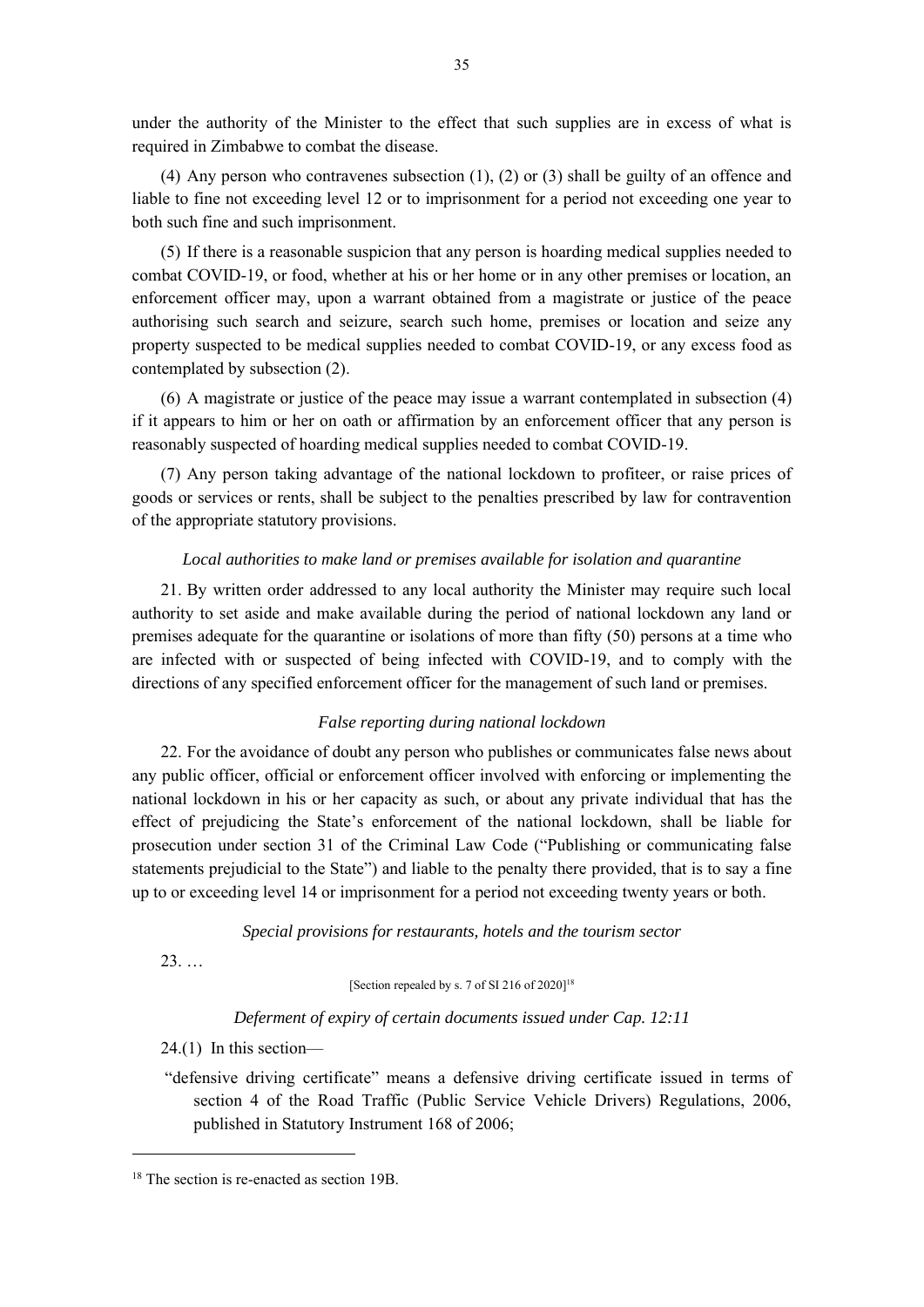under the authority of the Minister to the effect that such supplies are in excess of what is required in Zimbabwe to combat the disease.

(4) Any person who contravenes subsection (1), (2) or (3) shall be guilty of an offence and liable to fine not exceeding level 12 or to imprisonment for a period not exceeding one year to both such fine and such imprisonment.

(5) If there is a reasonable suspicion that any person is hoarding medical supplies needed to combat COVID-19, or food, whether at his or her home or in any other premises or location, an enforcement officer may, upon a warrant obtained from a magistrate or justice of the peace authorising such search and seizure, search such home, premises or location and seize any property suspected to be medical supplies needed to combat COVID-19, or any excess food as contemplated by subsection (2).

(6) A magistrate or justice of the peace may issue a warrant contemplated in subsection (4) if it appears to him or her on oath or affirmation by an enforcement officer that any person is reasonably suspected of hoarding medical supplies needed to combat COVID-19.

(7) Any person taking advantage of the national lockdown to profiteer, or raise prices of goods or services or rents, shall be subject to the penalties prescribed by law for contravention of the appropriate statutory provisions.

*Local authorities to make land or premises available for isolation and quarantine*

21. By written order addressed to any local authority the Minister may require such local authority to set aside and make available during the period of national lockdown any land or premises adequate for the quarantine or isolations of more than fifty (50) persons at a time who are infected with or suspected of being infected with COVID-19, and to comply with the directions of any specified enforcement officer for the management of such land or premises.

*False reporting during national lockdown*

22. For the avoidance of doubt any person who publishes or communicates false news about any public officer, official or enforcement officer involved with enforcing or implementing the national lockdown in his or her capacity as such, or about any private individual that has the effect of prejudicing the State's enforcement of the national lockdown, shall be liable for prosecution under section 31 of the Criminal Law Code ("Publishing or communicating false statements prejudicial to the State") and liable to the penalty there provided, that is to say a fine up to or exceeding level 14 or imprisonment for a period not exceeding twenty years or both.

*Special provisions for restaurants, hotels and the tourism sector*

23. …

[Section repealed by s. 7 of SI 216 of 2020][18]

*Deferment of expiry of certain documents issued under Cap. 12:11*

24.(1) In this section—

"defensive driving certificate" means a defensive driving certificate issued in terms of section 4 of the Road Traffic (Public Service Vehicle Drivers) Regulations, 2006, published in Statutory Instrument 168 of 2006;

---

[18] The section is re-enacted as section 19B.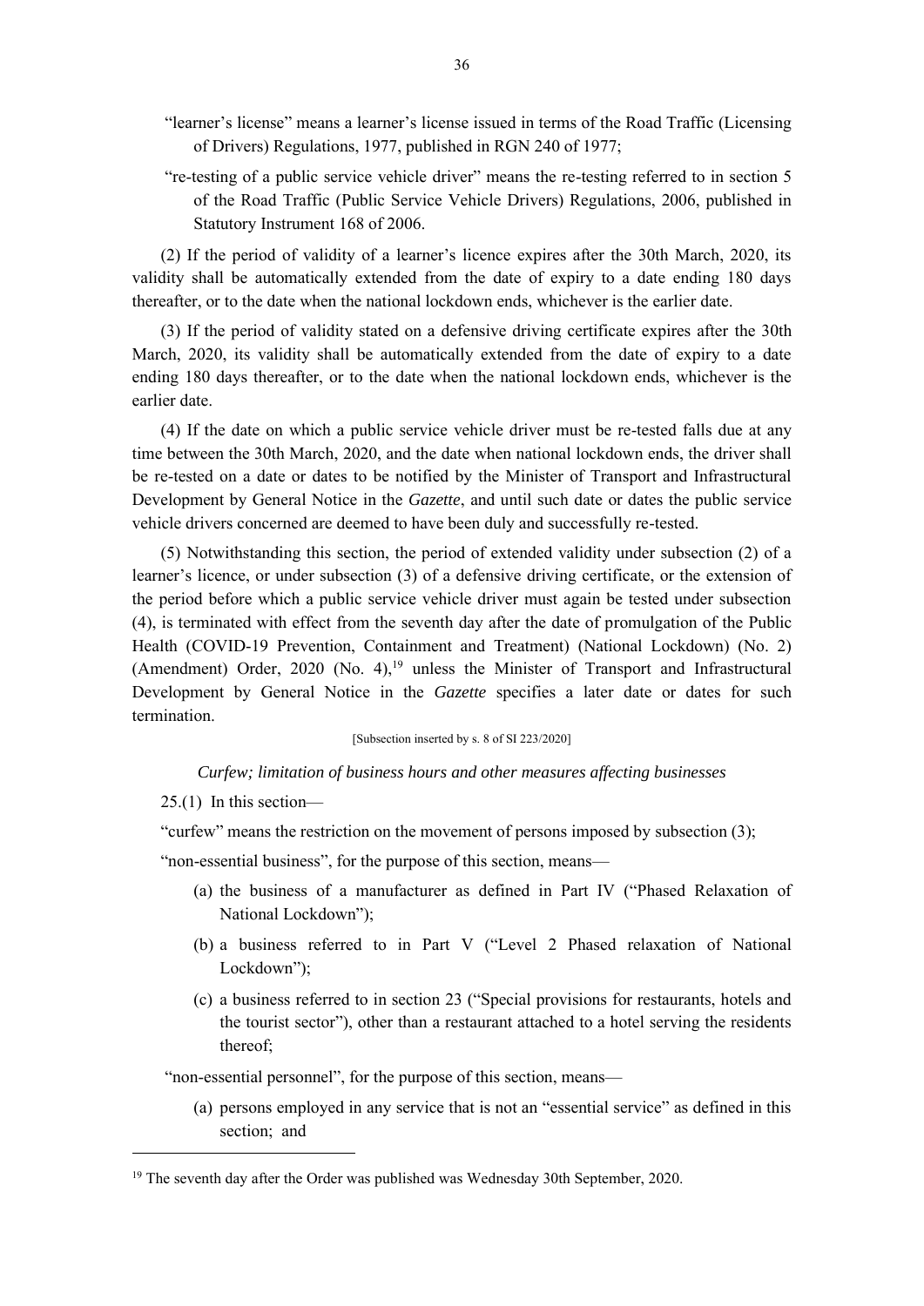"learner's license" means a learner's license issued in terms of the Road Traffic (Licensing of Drivers) Regulations, 1977, published in RGN 240 of 1977;

"re-testing of a public service vehicle driver" means the re-testing referred to in section 5 of the Road Traffic (Public Service Vehicle Drivers) Regulations, 2006, published in Statutory Instrument 168 of 2006.

(2) If the period of validity of a learner's licence expires after the 30th March, 2020, its validity shall be automatically extended from the date of expiry to a date ending 180 days thereafter, or to the date when the national lockdown ends, whichever is the earlier date.

(3) If the period of validity stated on a defensive driving certificate expires after the 30th March, 2020, its validity shall be automatically extended from the date of expiry to a date ending 180 days thereafter, or to the date when the national lockdown ends, whichever is the earlier date.

(4) If the date on which a public service vehicle driver must be re-tested falls due at any time between the 30th March, 2020, and the date when national lockdown ends, the driver shall be re-tested on a date or dates to be notified by the Minister of Transport and Infrastructural Development by General Notice in the *Gazette*, and until such date or dates the public service vehicle drivers concerned are deemed to have been duly and successfully re-tested.

(5) Notwithstanding this section, the period of extended validity under subsection (2) of a learner's licence, or under subsection (3) of a defensive driving certificate, or the extension of the period before which a public service vehicle driver must again be tested under subsection (4), is terminated with effect from the seventh day after the date of promulgation of the Public Health (COVID-19 Prevention, Containment and Treatment) (National Lockdown) (No. 2) (Amendment) Order, 2020 (No. 4),[19] unless the Minister of Transport and Infrastructural Development by General Notice in the *Gazette* specifies a later date or dates for such termination.

[Subsection inserted by s. 8 of SI 223/2020]

*Curfew; limitation of business hours and other measures affecting businesses*

25.(1) In this section—

"curfew" means the restriction on the movement of persons imposed by subsection (3);

"non-essential business", for the purpose of this section, means—

(a) the business of a manufacturer as defined in Part IV ("Phased Relaxation of National Lockdown");

(b) a business referred to in Part V ("Level 2 Phased relaxation of National Lockdown");

(c) a business referred to in section 23 ("Special provisions for restaurants, hotels and the tourist sector"), other than a restaurant attached to a hotel serving the residents thereof;

"non-essential personnel", for the purpose of this section, means—

(a) persons employed in any service that is not an "essential service" as defined in this section; and

---

[19] The seventh day after the Order was published was Wednesday 30th September, 2020.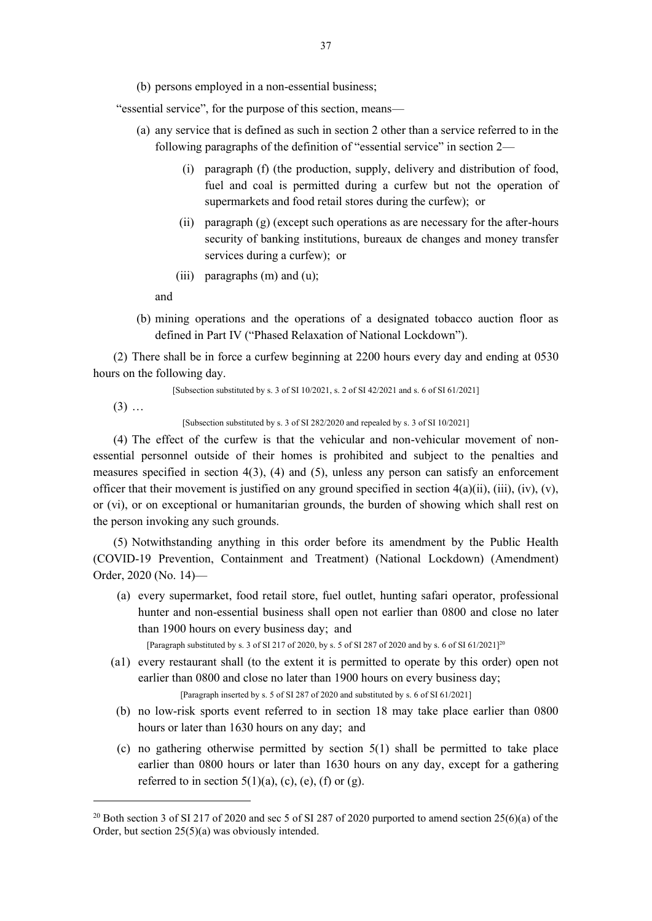(b) persons employed in a non-essential business;

"essential service", for the purpose of this section, means—

(a) any service that is defined as such in section 2 other than a service referred to in the following paragraphs of the definition of "essential service" in section 2—

(i) paragraph (f) (the production, supply, delivery and distribution of food, fuel and coal is permitted during a curfew but not the operation of supermarkets and food retail stores during the curfew); or

(ii) paragraph (g) (except such operations as are necessary for the after-hours security of banking institutions, bureaux de changes and money transfer services during a curfew); or

(iii) paragraphs (m) and (u);

and

(b) mining operations and the operations of a designated tobacco auction floor as defined in Part IV ("Phased Relaxation of National Lockdown").

(2) There shall be in force a curfew beginning at 2200 hours every day and ending at 0530 hours on the following day.

[Subsection substituted by s. 3 of SI 10/2021, s. 2 of SI 42/2021 and s. 6 of SI 61/2021]

(3) …

[Subsection substituted by s. 3 of SI 282/2020 and repealed by s. 3 of SI 10/2021]

(4) The effect of the curfew is that the vehicular and non-vehicular movement of non-essential personnel outside of their homes is prohibited and subject to the penalties and measures specified in section 4(3), (4) and (5), unless any person can satisfy an enforcement officer that their movement is justified on any ground specified in section 4(a)(ii), (iii), (iv), (v), or (vi), or on exceptional or humanitarian grounds, the burden of showing which shall rest on the person invoking any such grounds.

(5) Notwithstanding anything in this order before its amendment by the Public Health (COVID-19 Prevention, Containment and Treatment) (National Lockdown) (Amendment) Order, 2020 (No. 14)—

(a) every supermarket, food retail store, fuel outlet, hunting safari operator, professional hunter and non-essential business shall open not earlier than 0800 and close no later than 1900 hours on every business day; and

[Paragraph substituted by s. 3 of SI 217 of 2020, by s. 5 of SI 287 of 2020 and by s. 6 of SI 61/2021][20]

(a1) every restaurant shall (to the extent it is permitted to operate by this order) open not earlier than 0800 and close no later than 1900 hours on every business day;

[Paragraph inserted by s. 5 of SI 287 of 2020 and substituted by s. 6 of SI 61/2021]

(b) no low-risk sports event referred to in section 18 may take place earlier than 0800 hours or later than 1630 hours on any day; and

(c) no gathering otherwise permitted by section 5(1) shall be permitted to take place earlier than 0800 hours or later than 1630 hours on any day, except for a gathering referred to in section 5(1)(a), (c), (e), (f) or (g).

---

[20] Both section 3 of SI 217 of 2020 and sec 5 of SI 287 of 2020 purported to amend section 25(6)(a) of the Order, but section 25(5)(a) was obviously intended.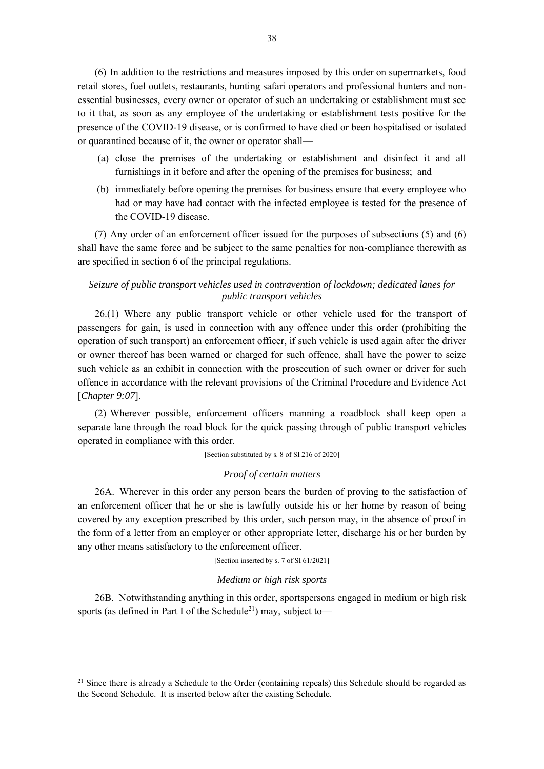(6) In addition to the restrictions and measures imposed by this order on supermarkets, food retail stores, fuel outlets, restaurants, hunting safari operators and professional hunters and non-essential businesses, every owner or operator of such an undertaking or establishment must see to it that, as soon as any employee of the undertaking or establishment tests positive for the presence of the COVID-19 disease, or is confirmed to have died or been hospitalised or isolated or quarantined because of it, the owner or operator shall—

(a) close the premises of the undertaking or establishment and disinfect it and all furnishings in it before and after the opening of the premises for business; and

(b) immediately before opening the premises for business ensure that every employee who had or may have had contact with the infected employee is tested for the presence of the COVID-19 disease.

(7) Any order of an enforcement officer issued for the purposes of subsections (5) and (6) shall have the same force and be subject to the same penalties for non-compliance therewith as are specified in section 6 of the principal regulations.

*Seizure of public transport vehicles used in contravention of lockdown; dedicated lanes for public transport vehicles*

26.(1) Where any public transport vehicle or other vehicle used for the transport of passengers for gain, is used in connection with any offence under this order (prohibiting the operation of such transport) an enforcement officer, if such vehicle is used again after the driver or owner thereof has been warned or charged for such offence, shall have the power to seize such vehicle as an exhibit in connection with the prosecution of such owner or driver for such offence in accordance with the relevant provisions of the Criminal Procedure and Evidence Act [*Chapter 9:07*].

(2) Wherever possible, enforcement officers manning a roadblock shall keep open a separate lane through the road block for the quick passing through of public transport vehicles operated in compliance with this order.

[Section substituted by s. 8 of SI 216 of 2020]

*Proof of certain matters*

26A. Wherever in this order any person bears the burden of proving to the satisfaction of an enforcement officer that he or she is lawfully outside his or her home by reason of being covered by any exception prescribed by this order, such person may, in the absence of proof in the form of a letter from an employer or other appropriate letter, discharge his or her burden by any other means satisfactory to the enforcement officer.

[Section inserted by s. 7 of SI 61/2021]

*Medium or high risk sports*

26B. Notwithstanding anything in this order, sportspersons engaged in medium or high risk sports (as defined in Part I of the Schedule[21]) may, subject to—

[21] Since there is already a Schedule to the Order (containing repeals) this Schedule should be regarded as the Second Schedule. It is inserted below after the existing Schedule.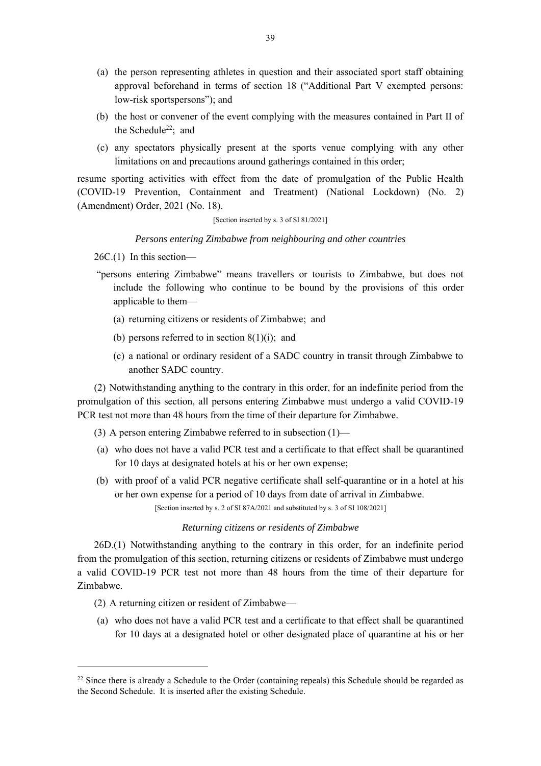(a) the person representing athletes in question and their associated sport staff obtaining approval beforehand in terms of section 18 ("Additional Part V exempted persons: low-risk sportspersons"); and

(b) the host or convener of the event complying with the measures contained in Part II of the Schedule[22]; and

(c) any spectators physically present at the sports venue complying with any other limitations on and precautions around gatherings contained in this order;

resume sporting activities with effect from the date of promulgation of the Public Health (COVID-19 Prevention, Containment and Treatment) (National Lockdown) (No. 2) (Amendment) Order, 2021 (No. 18).

[Section inserted by s. 3 of SI 81/2021]

*Persons entering Zimbabwe from neighbouring and other countries*

26C.(1) In this section—

"persons entering Zimbabwe" means travellers or tourists to Zimbabwe, but does not include the following who continue to be bound by the provisions of this order applicable to them—

(a) returning citizens or residents of Zimbabwe; and

(b) persons referred to in section 8(1)(i); and

(c) a national or ordinary resident of a SADC country in transit through Zimbabwe to another SADC country.

(2) Notwithstanding anything to the contrary in this order, for an indefinite period from the promulgation of this section, all persons entering Zimbabwe must undergo a valid COVID-19 PCR test not more than 48 hours from the time of their departure for Zimbabwe.

(3) A person entering Zimbabwe referred to in subsection (1)—

(a) who does not have a valid PCR test and a certificate to that effect shall be quarantined for 10 days at designated hotels at his or her own expense;

(b) with proof of a valid PCR negative certificate shall self-quarantine or in a hotel at his or her own expense for a period of 10 days from date of arrival in Zimbabwe.

[Section inserted by s. 2 of SI 87A/2021 and substituted by s. 3 of SI 108/2021]

*Returning citizens or residents of Zimbabwe*

26D.(1) Notwithstanding anything to the contrary in this order, for an indefinite period from the promulgation of this section, returning citizens or residents of Zimbabwe must undergo a valid COVID-19 PCR test not more than 48 hours from the time of their departure for Zimbabwe.

(2) A returning citizen or resident of Zimbabwe—

(a) who does not have a valid PCR test and a certificate to that effect shall be quarantined for 10 days at a designated hotel or other designated place of quarantine at his or her

---

[22] Since there is already a Schedule to the Order (containing repeals) this Schedule should be regarded as the Second Schedule. It is inserted after the existing Schedule.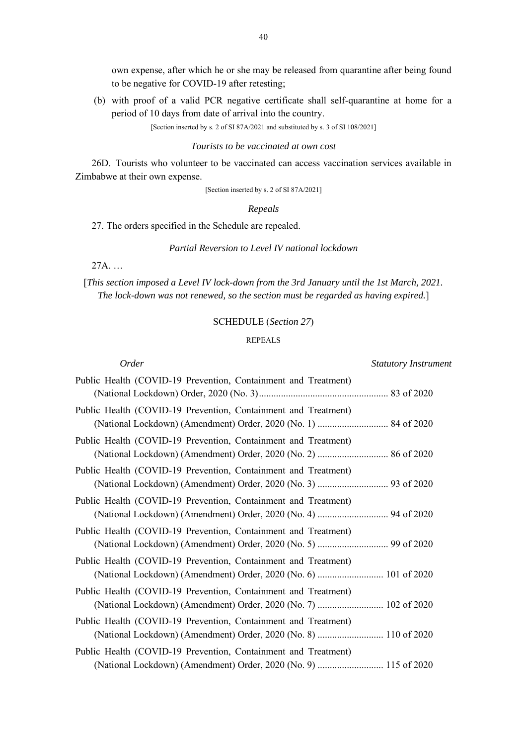own expense, after which he or she may be released from quarantine after being found to be negative for COVID-19 after retesting;

(b) with proof of a valid PCR negative certificate shall self-quarantine at home for a period of 10 days from date of arrival into the country.

[Section inserted by s. 2 of SI 87A/2021 and substituted by s. 3 of SI 108/2021]

*Tourists to be vaccinated at own cost*

26D. Tourists who volunteer to be vaccinated can access vaccination services available in Zimbabwe at their own expense.

[Section inserted by s. 2 of SI 87A/2021]

*Repeals*

27. The orders specified in the Schedule are repealed.

*Partial Reversion to Level IV national lockdown*

27A. …

[*This section imposed a Level IV lock-down from the 3rd January until the 1st March, 2021. The lock-down was not renewed, so the section must be regarded as having expired.*]

SCHEDULE (*Section 27*)

REPEALS

| *Order* | *Statutory Instrument* |
|---|---|
| Public Health (COVID-19 Prevention, Containment and Treatment) (National Lockdown) Order, 2020 (No. 3) | 83 of 2020 |
| Public Health (COVID-19 Prevention, Containment and Treatment) (National Lockdown) (Amendment) Order, 2020 (No. 1) | 84 of 2020 |
| Public Health (COVID-19 Prevention, Containment and Treatment) (National Lockdown) (Amendment) Order, 2020 (No. 2) | 86 of 2020 |
| Public Health (COVID-19 Prevention, Containment and Treatment) (National Lockdown) (Amendment) Order, 2020 (No. 3) | 93 of 2020 |
| Public Health (COVID-19 Prevention, Containment and Treatment) (National Lockdown) (Amendment) Order, 2020 (No. 4) | 94 of 2020 |
| Public Health (COVID-19 Prevention, Containment and Treatment) (National Lockdown) (Amendment) Order, 2020 (No. 5) | 99 of 2020 |
| Public Health (COVID-19 Prevention, Containment and Treatment) (National Lockdown) (Amendment) Order, 2020 (No. 6) | 101 of 2020 |
| Public Health (COVID-19 Prevention, Containment and Treatment) (National Lockdown) (Amendment) Order, 2020 (No. 7) | 102 of 2020 |
| Public Health (COVID-19 Prevention, Containment and Treatment) (National Lockdown) (Amendment) Order, 2020 (No. 8) | 110 of 2020 |
| Public Health (COVID-19 Prevention, Containment and Treatment) (National Lockdown) (Amendment) Order, 2020 (No. 9) | 115 of 2020 |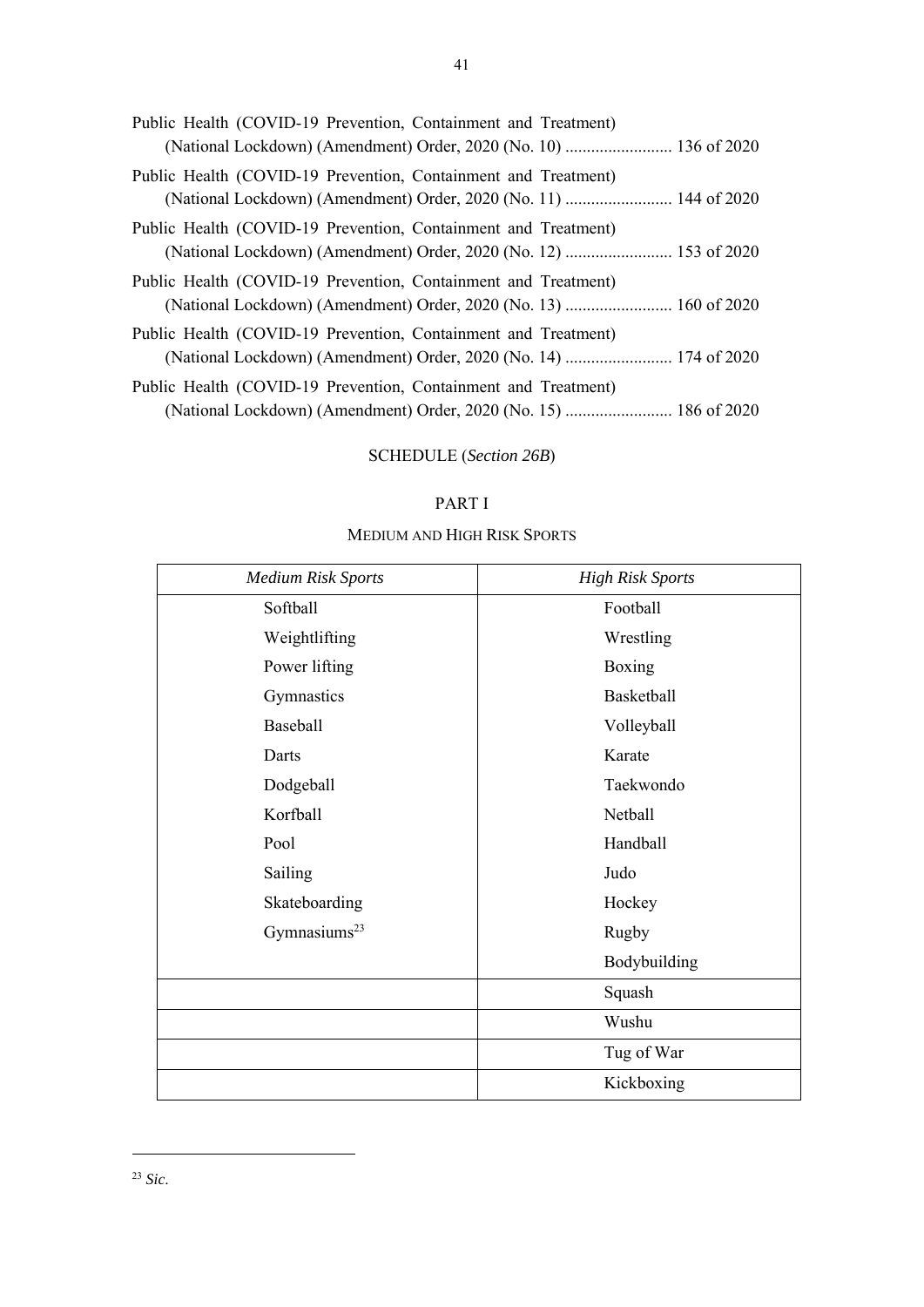Public Health (COVID-19 Prevention, Containment and Treatment) (National Lockdown) (Amendment) Order, 2020 (No. 10) ......................... 136 of 2020

Public Health (COVID-19 Prevention, Containment and Treatment) (National Lockdown) (Amendment) Order, 2020 (No. 11) ......................... 144 of 2020

Public Health (COVID-19 Prevention, Containment and Treatment) (National Lockdown) (Amendment) Order, 2020 (No. 12) ......................... 153 of 2020

Public Health (COVID-19 Prevention, Containment and Treatment) (National Lockdown) (Amendment) Order, 2020 (No. 13) ......................... 160 of 2020

Public Health (COVID-19 Prevention, Containment and Treatment) (National Lockdown) (Amendment) Order, 2020 (No. 14) ......................... 174 of 2020

Public Health (COVID-19 Prevention, Containment and Treatment) (National Lockdown) (Amendment) Order, 2020 (No. 15) ......................... 186 of 2020

## SCHEDULE (*Section 26B*)

### PART I

### MEDIUM AND HIGH RISK SPORTS

| *Medium Risk Sports* | *High Risk Sports* |
|---|---|
| Softball | Football |
| Weightlifting | Wrestling |
| Power lifting | Boxing |
| Gymnastics | Basketball |
| Baseball | Volleyball |
| Darts | Karate |
| Dodgeball | Taekwondo |
| Korfball | Netball |
| Pool | Handball |
| Sailing | Judo |
| Skateboarding | Hockey |
| Gymnasiums[23] | Rugby |
| | Bodybuilding |
| | Squash |
| | Wushu |
| | Tug of War |
| | Kickboxing |

[23] *Sic*.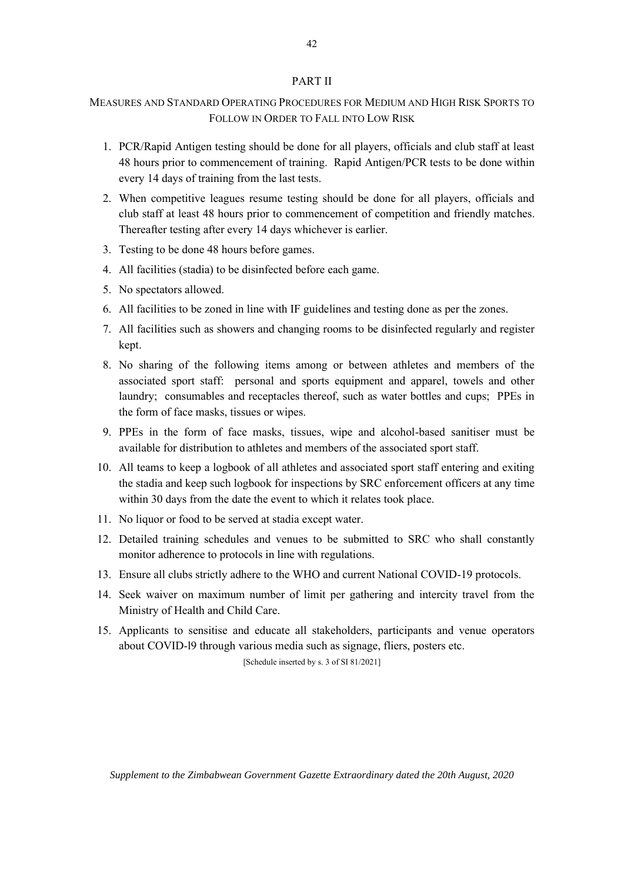## PART II

### MEASURES AND STANDARD OPERATING PROCEDURES FOR MEDIUM AND HIGH RISK SPORTS TO FOLLOW IN ORDER TO FALL INTO LOW RISK

1. PCR/Rapid Antigen testing should be done for all players, officials and club staff at least 48 hours prior to commencement of training. Rapid Antigen/PCR tests to be done within every 14 days of training from the last tests.
2. When competitive leagues resume testing should be done for all players, officials and club staff at least 48 hours prior to commencement of competition and friendly matches. Thereafter testing after every 14 days whichever is earlier.
3. Testing to be done 48 hours before games.
4. All facilities (stadia) to be disinfected before each game.
5. No spectators allowed.
6. All facilities to be zoned in line with IF guidelines and testing done as per the zones.
7. All facilities such as showers and changing rooms to be disinfected regularly and register kept.
8. No sharing of the following items among or between athletes and members of the associated sport staff: personal and sports equipment and apparel, towels and other laundry; consumables and receptacles thereof, such as water bottles and cups; PPEs in the form of face masks, tissues or wipes.
9. PPEs in the form of face masks, tissues, wipe and alcohol-based sanitiser must be available for distribution to athletes and members of the associated sport staff.
10. All teams to keep a logbook of all athletes and associated sport staff entering and exiting the stadia and keep such logbook for inspections by SRC enforcement officers at any time within 30 days from the date the event to which it relates took place.
11. No liquor or food to be served at stadia except water.
12. Detailed training schedules and venues to be submitted to SRC who shall constantly monitor adherence to protocols in line with regulations.
13. Ensure all clubs strictly adhere to the WHO and current National COVID-19 protocols.
14. Seek waiver on maximum number of limit per gathering and intercity travel from the Ministry of Health and Child Care.
15. Applicants to sensitise and educate all stakeholders, participants and venue operators about COVID-l9 through various media such as signage, fliers, posters etc.

[Schedule inserted by s. 3 of SI 81/2021]

*Supplement to the Zimbabwean Government Gazette Extraordinary dated the 20th August, 2020*